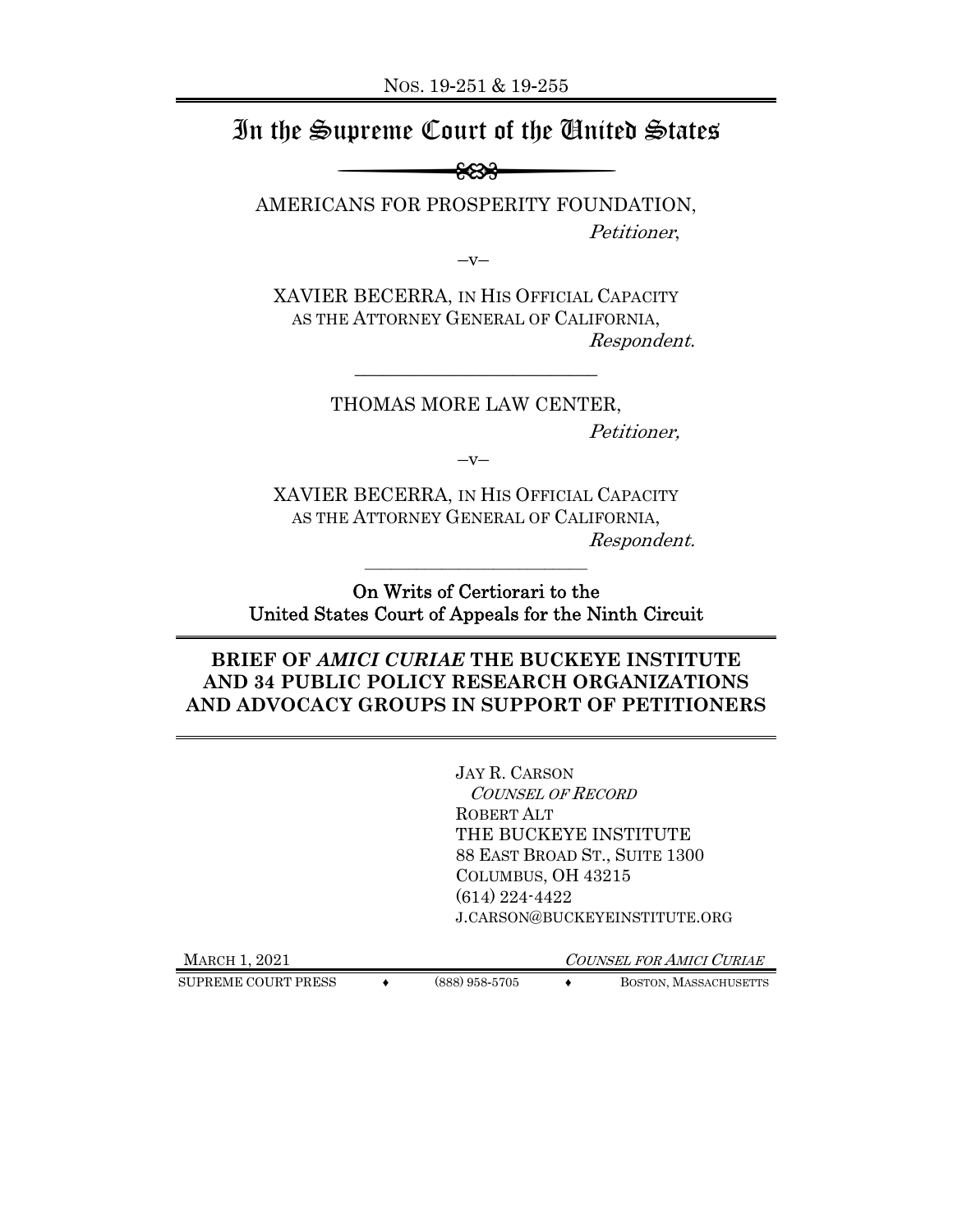NOS. 19-251 & 19-255

# In the Supreme Court of the United States

AMERICANS FOR PROSPERITY FOUNDATION,

*Petitioner*,

—v—

XAVIER BECERRA, IN HIS OFFICIAL CAPACITY AS THE ATTORNEY GENERAL OF CALIFORNIA,

*Respondent*.

---

THOMAS MORE LAW CENTER,

*Petitioner*,

—v—

XAVIER BECERRA, IN HIS OFFICIAL CAPACITY AS THE ATTORNEY GENERAL OF CALIFORNIA,

*Respondent*.

---

On Writs of Certiorari to the United States Court of Appeals for the Ninth Circuit

## BRIEF OF *AMICI CURIAE* THE BUCKEYE INSTITUTE AND 34 PUBLIC POLICY RESEARCH ORGANIZATIONS AND ADVOCACY GROUPS IN SUPPORT OF PETITIONERS

JAY R. CARSON
*COUNSEL OF RECORD*
ROBERT ALT
THE BUCKEYE INSTITUTE
88 EAST BROAD ST., SUITE 1300
COLUMBUS, OH 43215
(614) 224-4422
J.CARSON@BUCKEYEINSTITUTE.ORG

MARCH 1, 2021

*COUNSEL FOR AMICI CURIAE*

SUPREME COURT PRESS ♦ (888) 958-5705 ♦ BOSTON, MASSACHUSETTS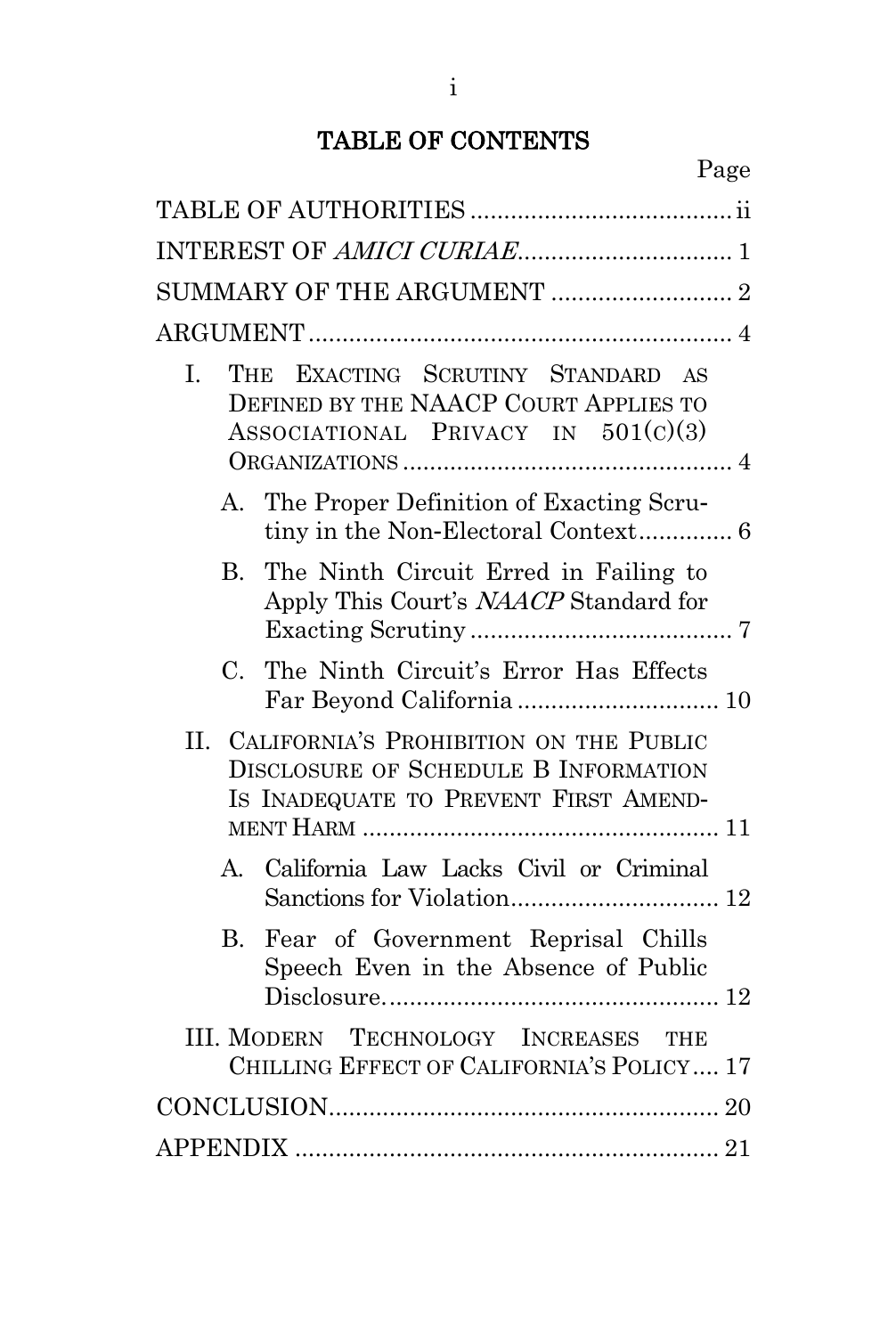# TABLE OF CONTENTS

| | Page |
|---|---|
| TABLE OF AUTHORITIES | ii |
| INTEREST OF *AMICI CURIAE* | 1 |
| SUMMARY OF THE ARGUMENT | 2 |
| ARGUMENT | 4 |
| I. THE EXACTING SCRUTINY STANDARD AS DEFINED BY THE NAACP COURT APPLIES TO ASSOCIATIONAL PRIVACY IN 501(C)(3) ORGANIZATIONS | 4 |
| A. The Proper Definition of Exacting Scrutiny in the Non-Electoral Context | 6 |
| B. The Ninth Circuit Erred in Failing to Apply This Court's *NAACP* Standard for Exacting Scrutiny | 7 |
| C. The Ninth Circuit's Error Has Effects Far Beyond California | 10 |
| II. CALIFORNIA'S PROHIBITION ON THE PUBLIC DISCLOSURE OF SCHEDULE B INFORMATION IS INADEQUATE TO PREVENT FIRST AMENDMENT HARM | 11 |
| A. California Law Lacks Civil or Criminal Sanctions for Violation | 12 |
| B. Fear of Government Reprisal Chills Speech Even in the Absence of Public Disclosure | 12 |
| III. MODERN TECHNOLOGY INCREASES THE CHILLING EFFECT OF CALIFORNIA'S POLICY | 17 |
| CONCLUSION | 20 |
| APPENDIX | 21 |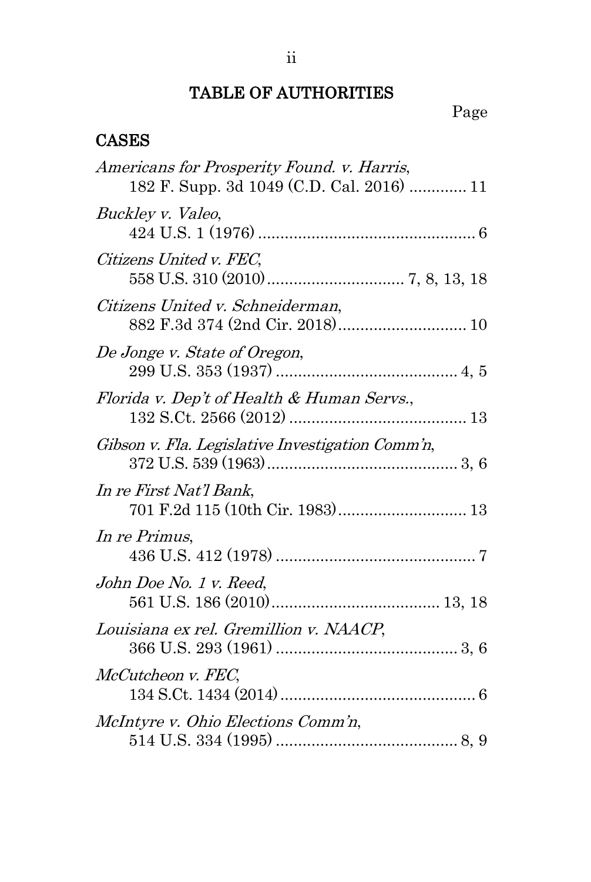# TABLE OF AUTHORITIES

Page

## CASES

*Americans for Prosperity Found. v. Harris*, 182 F. Supp. 3d 1049 (C.D. Cal. 2016) ............. 11

*Buckley v. Valeo*, 424 U.S. 1 (1976) ................................................. 6

*Citizens United v. FEC*, 558 U.S. 310 (2010) .............................. 7, 8, 13, 18

*Citizens United v. Schneiderman*, 882 F.3d 374 (2nd Cir. 2018) ............................ 10

*De Jonge v. State of Oregon*, 299 U.S. 353 (1937) ......................................... 4, 5

*Florida v. Dep't of Health & Human Servs.*, 132 S.Ct. 2566 (2012) ........................................ 13

*Gibson v. Fla. Legislative Investigation Comm'n*, 372 U.S. 539 (1963) ........................................... 3, 6

*In re First Nat'l Bank*, 701 F.2d 115 (10th Cir. 1983) ............................. 13

*In re Primus*, 436 U.S. 412 (1978) ............................................. 7

*John Doe No. 1 v. Reed*, 561 U.S. 186 (2010) ...................................... 13, 18

*Louisiana ex rel. Gremillion v. NAACP*, 366 U.S. 293 (1961) ......................................... 3, 6

*McCutcheon v. FEC*, 134 S.Ct. 1434 (2014) ............................................ 6

*McIntyre v. Ohio Elections Comm'n*, 514 U.S. 334 (1995) ......................................... 8, 9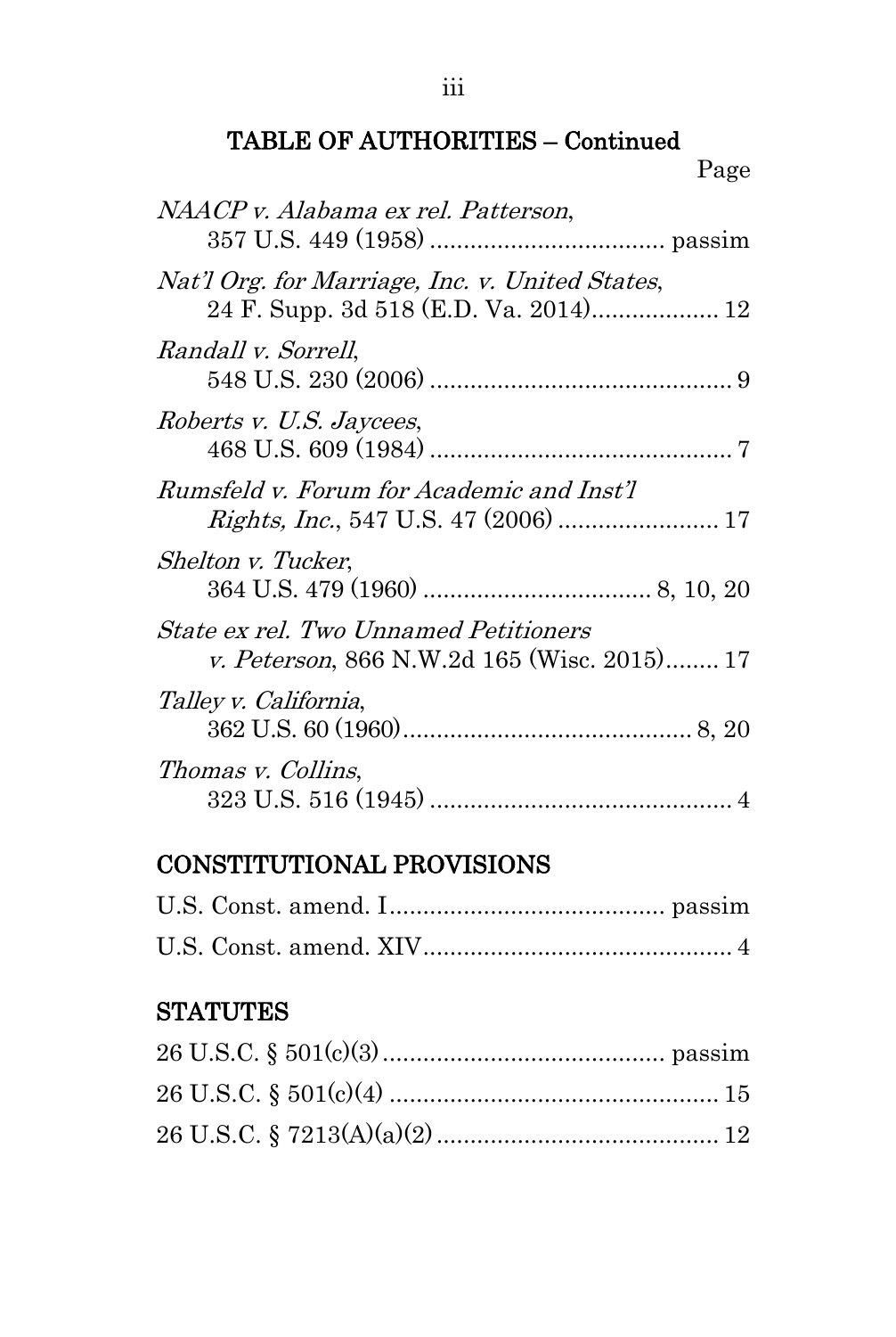## TABLE OF AUTHORITIES – Continued

Page

*NAACP v. Alabama ex rel. Patterson*, 357 U.S. 449 (1958) .................................. passim

*Nat'l Org. for Marriage, Inc. v. United States*, 24 F. Supp. 3d 518 (E.D. Va. 2014).................. 12

*Randall v. Sorrell*, 548 U.S. 230 (2006) ............................................ 9

*Roberts v. U.S. Jaycees*, 468 U.S. 609 (1984) ............................................ 7

*Rumsfeld v. Forum for Academic and Inst'l Rights, Inc.*, 547 U.S. 47 (2006) ........................ 17

*Shelton v. Tucker*, 364 U.S. 479 (1960) ................................. 8, 10, 20

*State ex rel. Two Unnamed Petitioners v. Peterson*, 866 N.W.2d 165 (Wisc. 2015)........ 17

*Talley v. California*, 362 U.S. 60 (1960).......................................... 8, 20

*Thomas v. Collins*, 323 U.S. 516 (1945) ............................................ 4

## CONSTITUTIONAL PROVISIONS

U.S. Const. amend. I......................................... passim

U.S. Const. amend. XIV.............................................. 4

## STATUTES

26 U.S.C. § 501(c)(3).......................................... passim

26 U.S.C. § 501(c)(4) .................................................. 15

26 U.S.C. § 7213(A)(a)(2).......................................... 12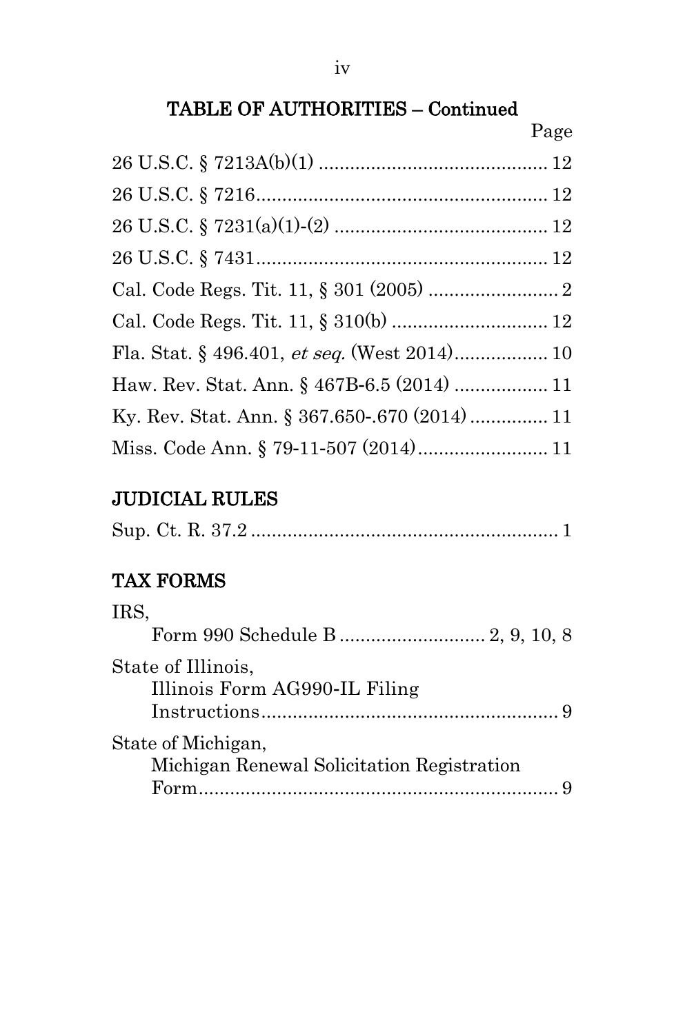TABLE OF AUTHORITIES – Continued

Page

26 U.S.C. § 7213A(b)(1) .......................................... 12

26 U.S.C. § 7216...................................................... 12

26 U.S.C. § 7231(a)(1)-(2) ........................................ 12

26 U.S.C. § 7431...................................................... 12

Cal. Code Regs. Tit. 11, § 301 (2005) ........................ 2

Cal. Code Regs. Tit. 11, § 310(b) ............................. 12

Fla. Stat. § 496.401, *et seq.* (West 2014).................. 10

Haw. Rev. Stat. Ann. § 467B-6.5 (2014) .................. 11

Ky. Rev. Stat. Ann. § 367.650-.670 (2014) ............... 11

Miss. Code Ann. § 79-11-507 (2014)......................... 11

## JUDICIAL RULES

Sup. Ct. R. 37.2 .......................................................... 1

## TAX FORMS

IRS,
    Form 990 Schedule B ........................... 2, 9, 10, 8

State of Illinois,
    Illinois Form AG990-IL Filing
    Instructions......................................................... 9

State of Michigan,
    Michigan Renewal Solicitation Registration
    Form.................................................................... 9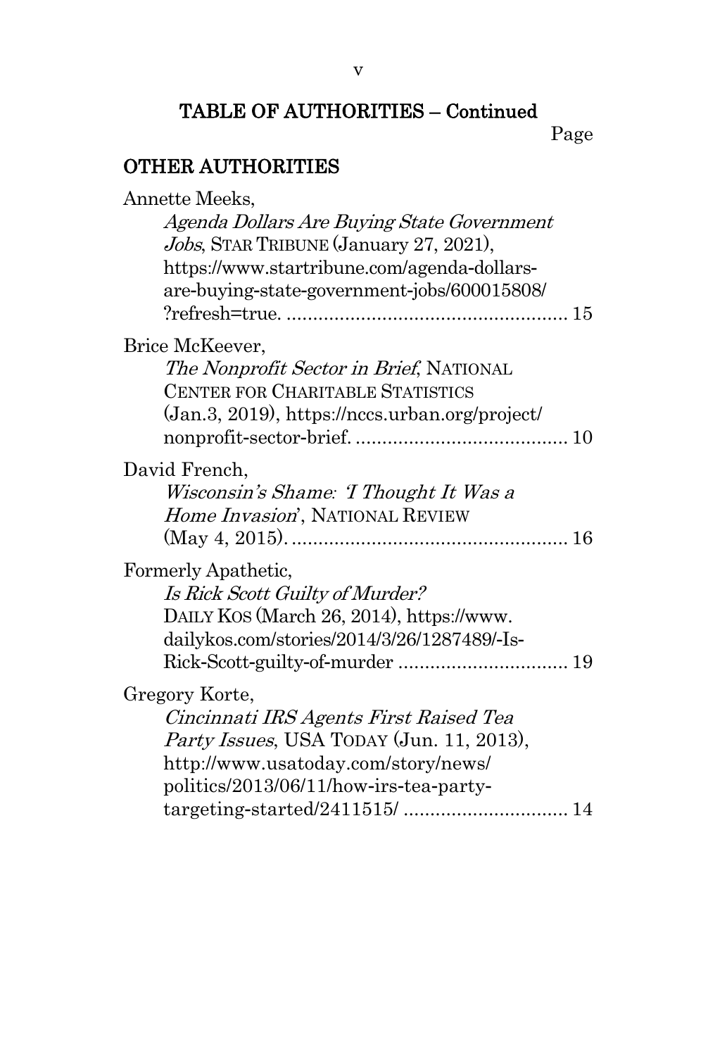## TABLE OF AUTHORITIES – Continued

Page

## OTHER AUTHORITIES

Annette Meeks,
*Agenda Dollars Are Buying State Government Jobs*, STAR TRIBUNE (January 27, 2021), https://www.startribune.com/agenda-dollars-are-buying-state-government-jobs/600015808/?refresh=true. .................................................... 15

Brice McKeever,
*The Nonprofit Sector in Brief*, NATIONAL CENTER FOR CHARITABLE STATISTICS (Jan.3, 2019), https://nccs.urban.org/project/nonprofit-sector-brief. ........................................ 10

David French,
*Wisconsin's Shame: 'I Thought It Was a Home Invasion*', NATIONAL REVIEW (May 4, 2015). .................................................... 16

Formerly Apathetic,
*Is Rick Scott Guilty of Murder?* DAILY KOS (March 26, 2014), https://www.dailykos.com/stories/2014/3/26/1287489/-Is-Rick-Scott-guilty-of-murder ................................ 19

Gregory Korte,
*Cincinnati IRS Agents First Raised Tea Party Issues*, USA TODAY (Jun. 11, 2013), http://www.usatoday.com/story/news/politics/2013/06/11/how-irs-tea-party-targeting-started/2411515/ .............................. 14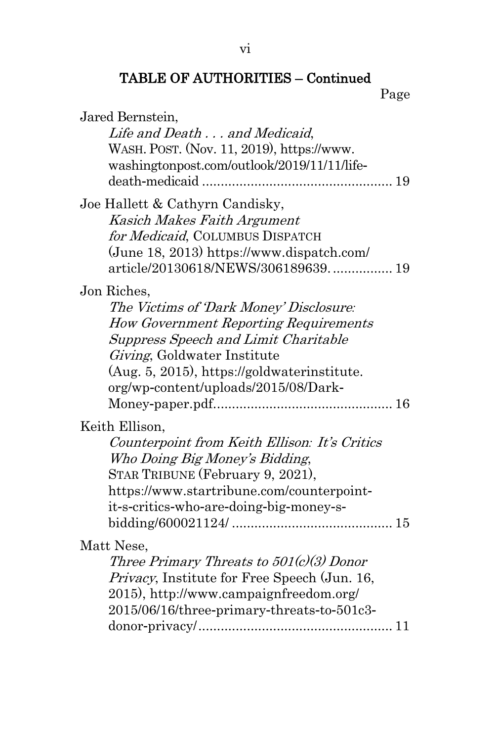## TABLE OF AUTHORITIES – Continued

Page

Jared Bernstein,
*Life and Death . . . and Medicaid*, WASH. POST. (Nov. 11, 2019), https://www.washingtonpost.com/outlook/2019/11/11/life-death-medicaid .................................................. 19

Joe Hallett & Cathyrn Candisky,
*Kasich Makes Faith Argument for Medicaid*, COLUMBUS DISPATCH (June 18, 2013) https://www.dispatch.com/article/20130618/NEWS/306189639. ................ 19

Jon Riches,
*The Victims of 'Dark Money' Disclosure: How Government Reporting Requirements Suppress Speech and Limit Charitable Giving*, Goldwater Institute (Aug. 5, 2015), https://goldwaterinstitute.org/wp-content/uploads/2015/08/Dark-Money-paper.pdf................................................ 16

Keith Ellison,
*Counterpoint from Keith Ellison: It's Critics Who Doing Big Money's Bidding*, STAR TRIBUNE (February 9, 2021), https://www.startribune.com/counterpoint-it-s-critics-who-are-doing-big-money-s-bidding/600021124/ ........................................... 15

Matt Nese,
*Three Primary Threats to 501(c)(3) Donor Privacy*, Institute for Free Speech (Jun. 16, 2015), http://www.campaignfreedom.org/2015/06/16/three-primary-threats-to-501c3-donor-privacy/.................................................... 11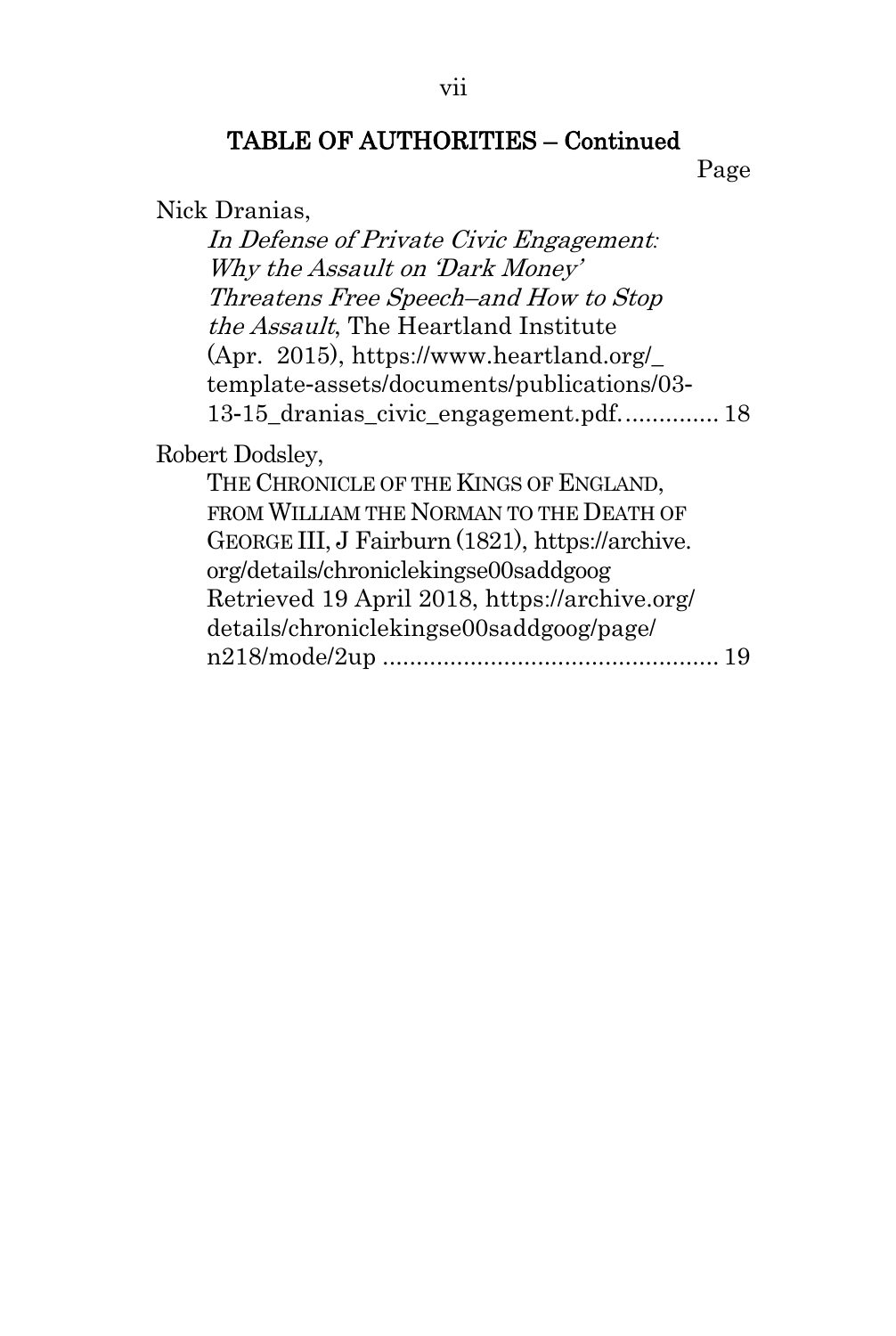**TABLE OF AUTHORITIES – Continued**

Page

Nick Dranias,
*In Defense of Private Civic Engagement: Why the Assault on 'Dark Money' Threatens Free Speech–and How to Stop the Assault*, The Heartland Institute (Apr. 2015), https://www.heartland.org/_template-assets/documents/publications/03-13-15_dranias_civic_engagement.pdf............... 18

Robert Dodsley,
THE CHRONICLE OF THE KINGS OF ENGLAND, FROM WILLIAM THE NORMAN TO THE DEATH OF GEORGE III, J Fairburn (1821), https://archive.org/details/chroniclekingse00saddgoog Retrieved 19 April 2018, https://archive.org/details/chroniclekingse00saddgoog/page/n218/mode/2up ................................................... 19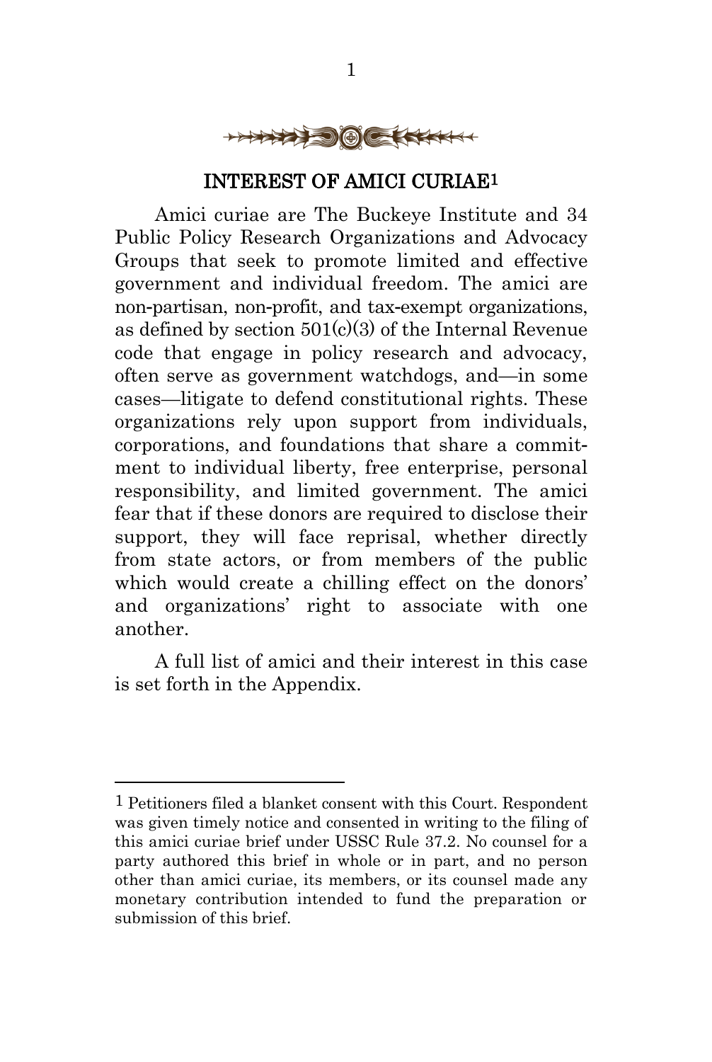## INTEREST OF AMICI CURIAE[1]

Amici curiae are The Buckeye Institute and 34 Public Policy Research Organizations and Advocacy Groups that seek to promote limited and effective government and individual freedom. The amici are non-partisan, non-profit, and tax-exempt organizations, as defined by section 501(c)(3) of the Internal Revenue code that engage in policy research and advocacy, often serve as government watchdogs, and—in some cases—litigate to defend constitutional rights. These organizations rely upon support from individuals, corporations, and foundations that share a commitment to individual liberty, free enterprise, personal responsibility, and limited government. The amici fear that if these donors are required to disclose their support, they will face reprisal, whether directly from state actors, or from members of the public which would create a chilling effect on the donors' and organizations' right to associate with one another.

A full list of amici and their interest in this case is set forth in the Appendix.

---

[1] Petitioners filed a blanket consent with this Court. Respondent was given timely notice and consented in writing to the filing of this amici curiae brief under USSC Rule 37.2. No counsel for a party authored this brief in whole or in part, and no person other than amici curiae, its members, or its counsel made any monetary contribution intended to fund the preparation or submission of this brief.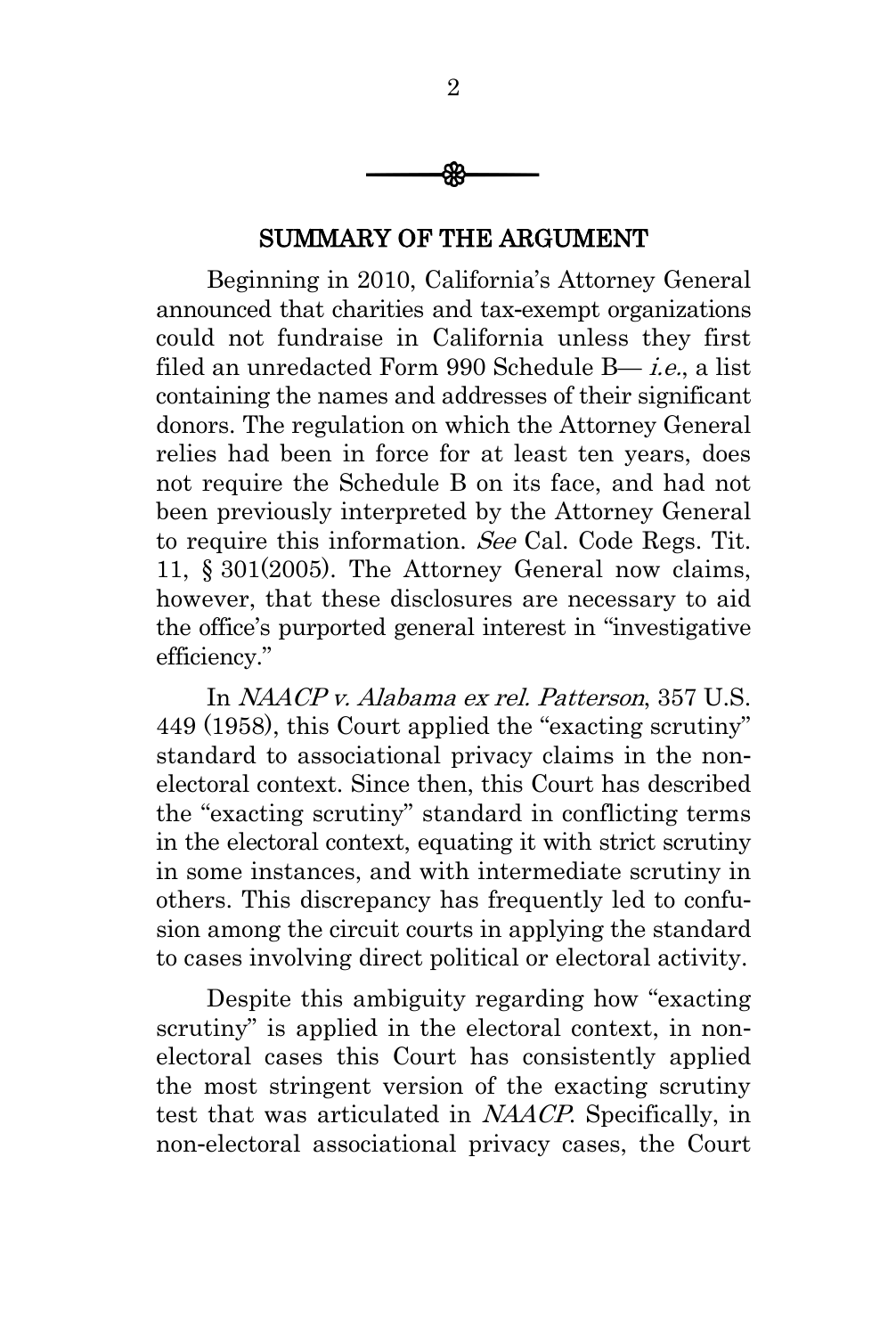## SUMMARY OF THE ARGUMENT

Beginning in 2010, California's Attorney General announced that charities and tax-exempt organizations could not fundraise in California unless they first filed an unredacted Form 990 Schedule B— *i.e.*, a list containing the names and addresses of their significant donors. The regulation on which the Attorney General relies had been in force for at least ten years, does not require the Schedule B on its face, and had not been previously interpreted by the Attorney General to require this information. *See* Cal. Code Regs. Tit. 11, § 301(2005). The Attorney General now claims, however, that these disclosures are necessary to aid the office's purported general interest in "investigative efficiency."

In *NAACP v. Alabama ex rel. Patterson*, 357 U.S. 449 (1958), this Court applied the "exacting scrutiny" standard to associational privacy claims in the non-electoral context. Since then, this Court has described the "exacting scrutiny" standard in conflicting terms in the electoral context, equating it with strict scrutiny in some instances, and with intermediate scrutiny in others. This discrepancy has frequently led to confusion among the circuit courts in applying the standard to cases involving direct political or electoral activity.

Despite this ambiguity regarding how "exacting scrutiny" is applied in the electoral context, in non-electoral cases this Court has consistently applied the most stringent version of the exacting scrutiny test that was articulated in *NAACP*. Specifically, in non-electoral associational privacy cases, the Court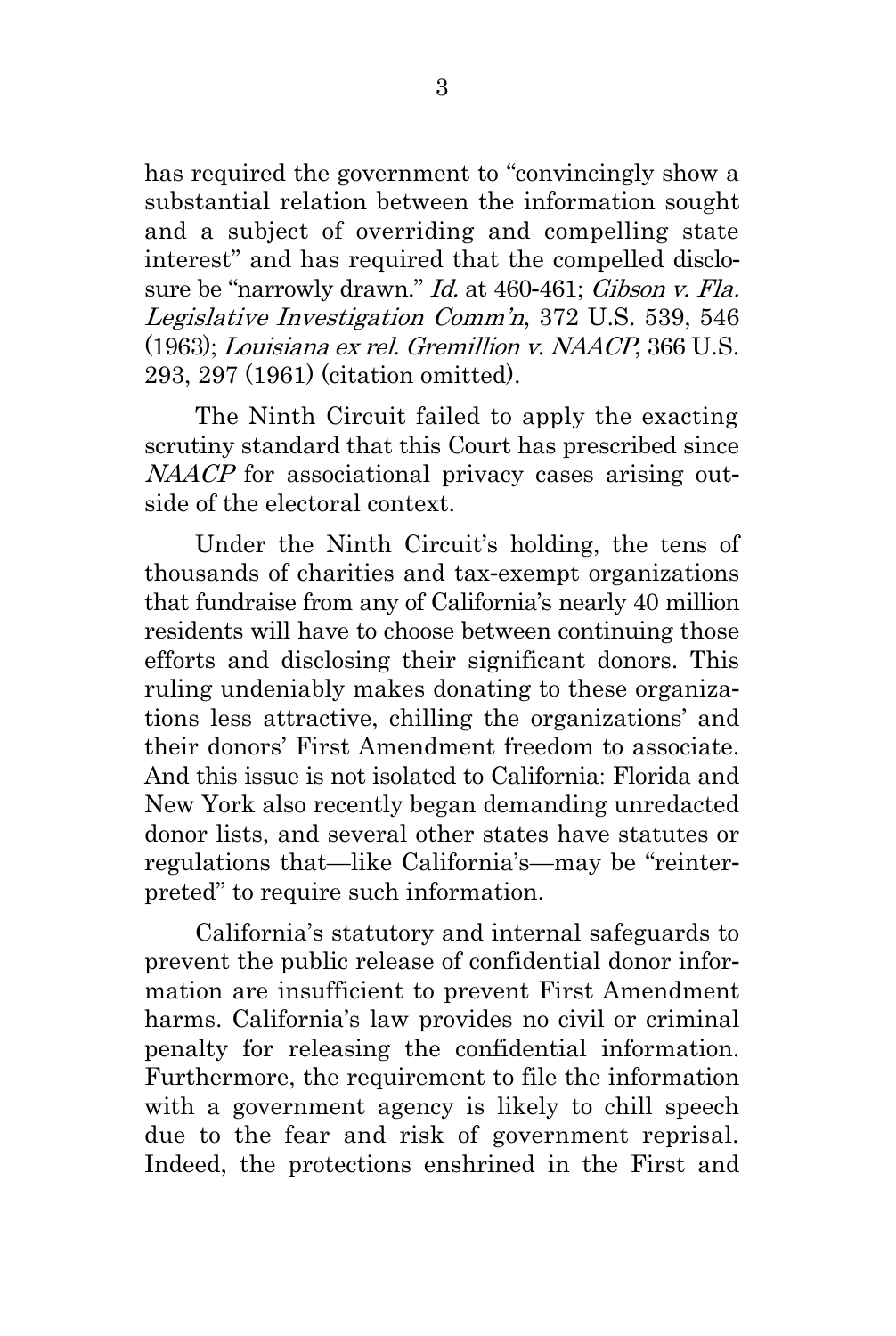has required the government to "convincingly show a substantial relation between the information sought and a subject of overriding and compelling state interest" and has required that the compelled disclosure be "narrowly drawn." *Id.* at 460-461; *Gibson v. Fla. Legislative Investigation Comm'n*, 372 U.S. 539, 546 (1963); *Louisiana ex rel. Gremillion v. NAACP*, 366 U.S. 293, 297 (1961) (citation omitted).

The Ninth Circuit failed to apply the exacting scrutiny standard that this Court has prescribed since *NAACP* for associational privacy cases arising outside of the electoral context.

Under the Ninth Circuit's holding, the tens of thousands of charities and tax-exempt organizations that fundraise from any of California's nearly 40 million residents will have to choose between continuing those efforts and disclosing their significant donors. This ruling undeniably makes donating to these organizations less attractive, chilling the organizations' and their donors' First Amendment freedom to associate. And this issue is not isolated to California: Florida and New York also recently began demanding unredacted donor lists, and several other states have statutes or regulations that—like California's—may be "reinterpreted" to require such information.

California's statutory and internal safeguards to prevent the public release of confidential donor information are insufficient to prevent First Amendment harms. California's law provides no civil or criminal penalty for releasing the confidential information. Furthermore, the requirement to file the information with a government agency is likely to chill speech due to the fear and risk of government reprisal. Indeed, the protections enshrined in the First and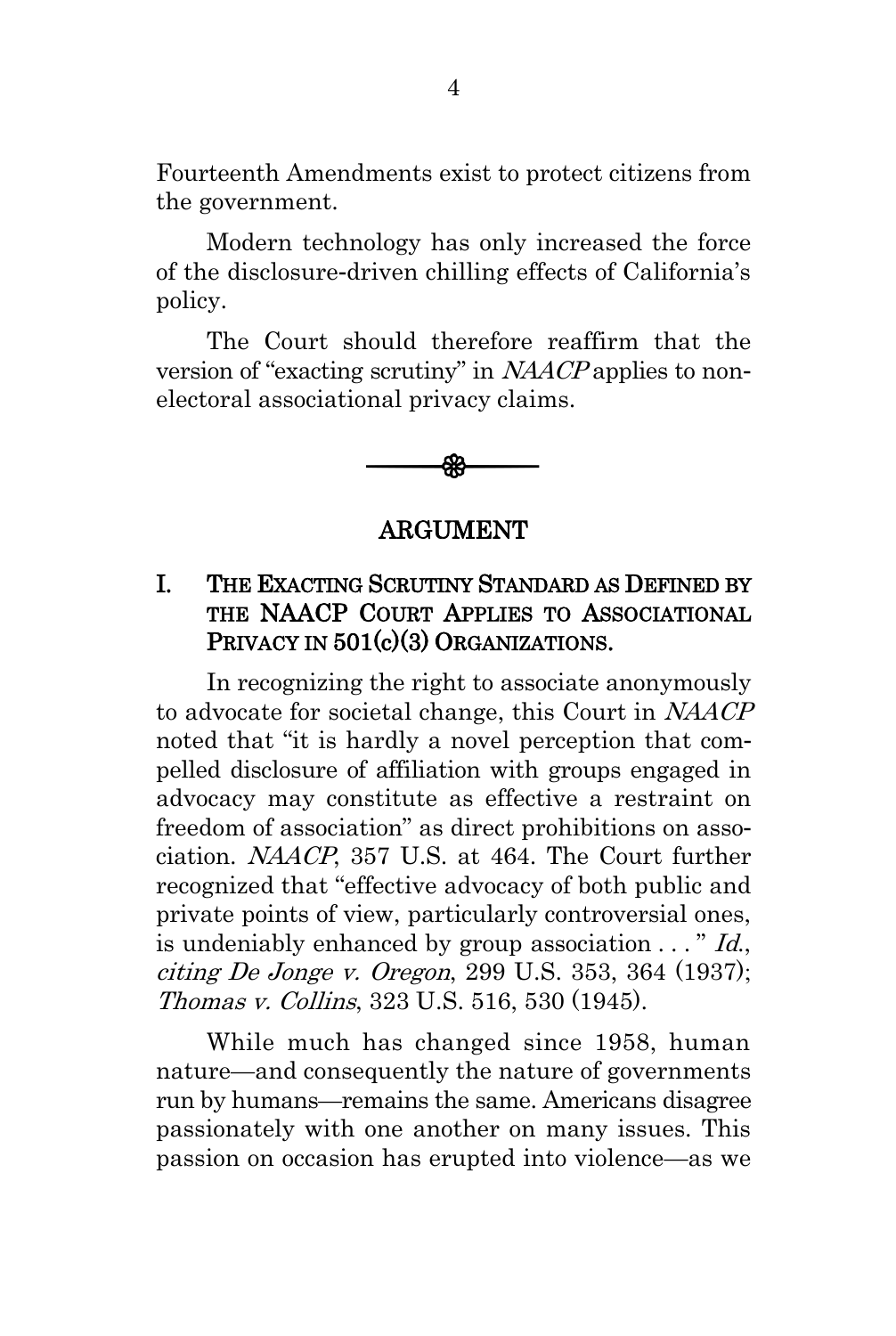Fourteenth Amendments exist to protect citizens from the government.

Modern technology has only increased the force of the disclosure-driven chilling effects of California's policy.

The Court should therefore reaffirm that the version of "exacting scrutiny" in *NAACP* applies to non-electoral associational privacy claims.

## ARGUMENT

### I. THE EXACTING SCRUTINY STANDARD AS DEFINED BY THE NAACP COURT APPLIES TO ASSOCIATIONAL PRIVACY IN 501(c)(3) ORGANIZATIONS.

In recognizing the right to associate anonymously to advocate for societal change, this Court in *NAACP* noted that "it is hardly a novel perception that compelled disclosure of affiliation with groups engaged in advocacy may constitute as effective a restraint on freedom of association" as direct prohibitions on association. *NAACP*, 357 U.S. at 464. The Court further recognized that "effective advocacy of both public and private points of view, particularly controversial ones, is undeniably enhanced by group association . . . " *Id.*, *citing De Jonge v. Oregon*, 299 U.S. 353, 364 (1937); *Thomas v. Collins*, 323 U.S. 516, 530 (1945).

While much has changed since 1958, human nature—and consequently the nature of governments run by humans—remains the same. Americans disagree passionately with one another on many issues. This passion on occasion has erupted into violence—as we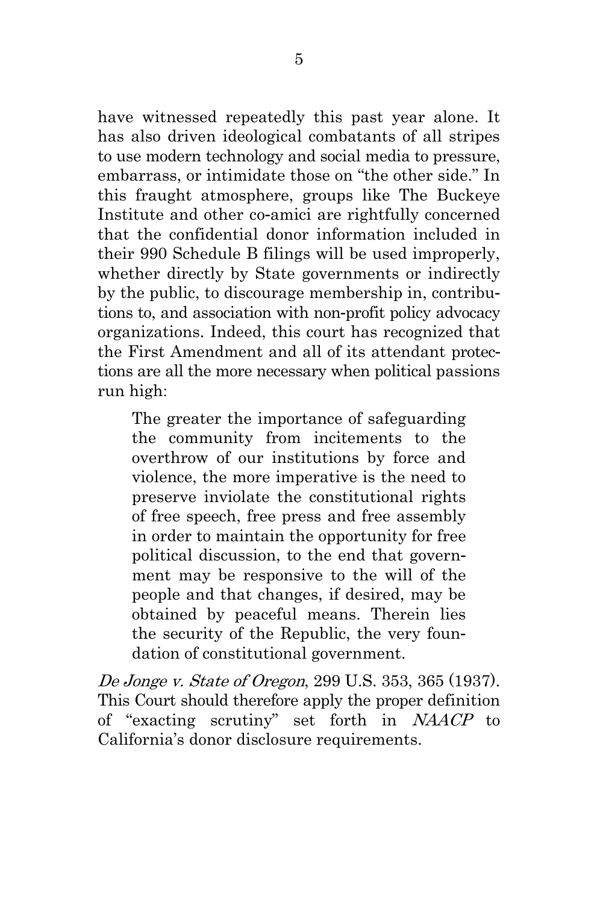have witnessed repeatedly this past year alone. It has also driven ideological combatants of all stripes to use modern technology and social media to pressure, embarrass, or intimidate those on "the other side." In this fraught atmosphere, groups like The Buckeye Institute and other co-amici are rightfully concerned that the confidential donor information included in their 990 Schedule B filings will be used improperly, whether directly by State governments or indirectly by the public, to discourage membership in, contributions to, and association with non-profit policy advocacy organizations. Indeed, this court has recognized that the First Amendment and all of its attendant protections are all the more necessary when political passions run high:

> The greater the importance of safeguarding the community from incitements to the overthrow of our institutions by force and violence, the more imperative is the need to preserve inviolate the constitutional rights of free speech, free press and free assembly in order to maintain the opportunity for free political discussion, to the end that government may be responsive to the will of the people and that changes, if desired, may be obtained by peaceful means. Therein lies the security of the Republic, the very foundation of constitutional government.

*De Jonge v. State of Oregon*, 299 U.S. 353, 365 (1937). This Court should therefore apply the proper definition of "exacting scrutiny" set forth in *NAACP* to California's donor disclosure requirements.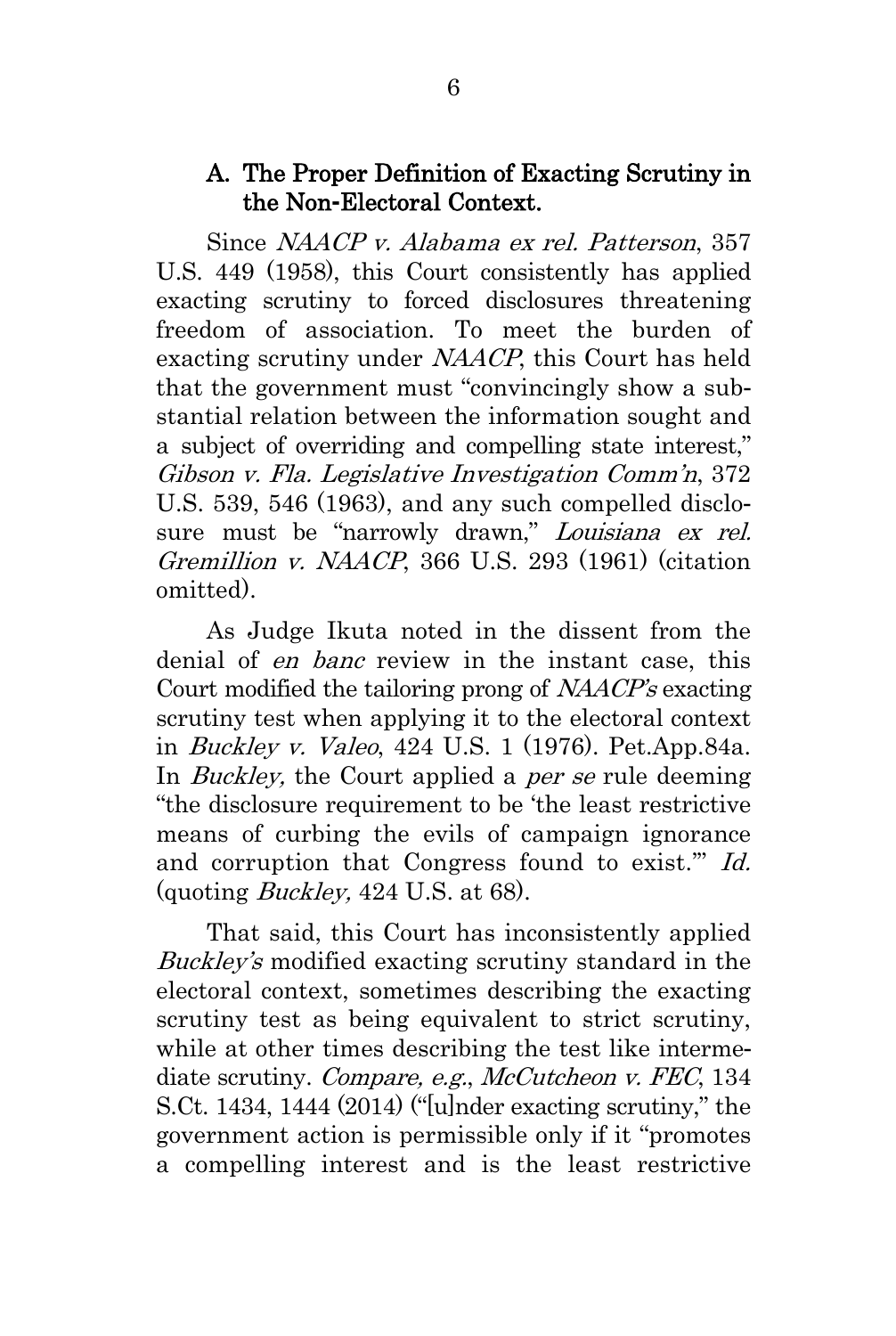### A. The Proper Definition of Exacting Scrutiny in the Non-Electoral Context.

Since *NAACP v. Alabama ex rel. Patterson*, 357 U.S. 449 (1958), this Court consistently has applied exacting scrutiny to forced disclosures threatening freedom of association. To meet the burden of exacting scrutiny under *NAACP*, this Court has held that the government must "convincingly show a substantial relation between the information sought and a subject of overriding and compelling state interest," *Gibson v. Fla. Legislative Investigation Comm'n*, 372 U.S. 539, 546 (1963), and any such compelled disclosure must be "narrowly drawn," *Louisiana ex rel. Gremillion v. NAACP*, 366 U.S. 293 (1961) (citation omitted).

As Judge Ikuta noted in the dissent from the denial of *en banc* review in the instant case, this Court modified the tailoring prong of *NAACP's* exacting scrutiny test when applying it to the electoral context in *Buckley v. Valeo*, 424 U.S. 1 (1976). Pet.App.84a. In *Buckley,* the Court applied a *per se* rule deeming "the disclosure requirement to be 'the least restrictive means of curbing the evils of campaign ignorance and corruption that Congress found to exist.'" *Id.* (quoting *Buckley,* 424 U.S. at 68).

That said, this Court has inconsistently applied *Buckley's* modified exacting scrutiny standard in the electoral context, sometimes describing the exacting scrutiny test as being equivalent to strict scrutiny, while at other times describing the test like intermediate scrutiny. *Compare, e.g.*, *McCutcheon v. FEC*, 134 S.Ct. 1434, 1444 (2014) ("[u]nder exacting scrutiny," the government action is permissible only if it "promotes a compelling interest and is the least restrictive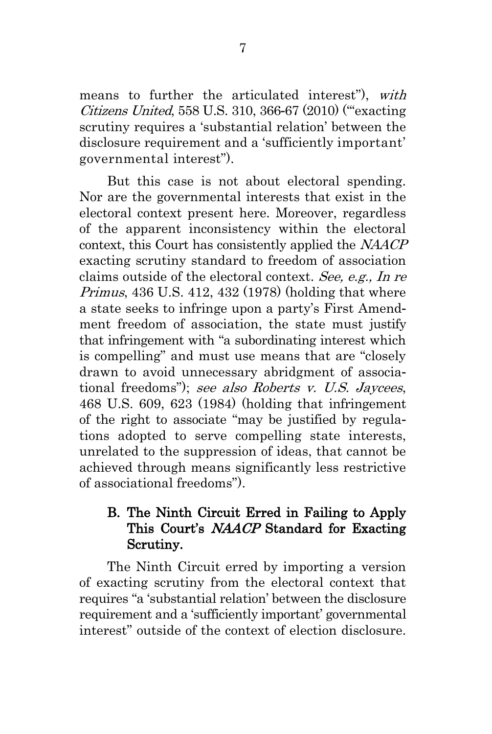means to further the articulated interest"), *with Citizens United*, 558 U.S. 310, 366-67 (2010) ("'exacting scrutiny requires a 'substantial relation' between the disclosure requirement and a 'sufficiently important' governmental interest").

But this case is not about electoral spending. Nor are the governmental interests that exist in the electoral context present here. Moreover, regardless of the apparent inconsistency within the electoral context, this Court has consistently applied the *NAACP* exacting scrutiny standard to freedom of association claims outside of the electoral context. *See, e.g., In re Primus*, 436 U.S. 412, 432 (1978) (holding that where a state seeks to infringe upon a party's First Amendment freedom of association, the state must justify that infringement with "a subordinating interest which is compelling" and must use means that are "closely drawn to avoid unnecessary abridgment of associational freedoms"); *see also Roberts v. U.S. Jaycees*, 468 U.S. 609, 623 (1984) (holding that infringement of the right to associate "may be justified by regulations adopted to serve compelling state interests, unrelated to the suppression of ideas, that cannot be achieved through means significantly less restrictive of associational freedoms").

### B. The Ninth Circuit Erred in Failing to Apply This Court's *NAACP* Standard for Exacting Scrutiny.

The Ninth Circuit erred by importing a version of exacting scrutiny from the electoral context that requires "a 'substantial relation' between the disclosure requirement and a 'sufficiently important' governmental interest" outside of the context of election disclosure.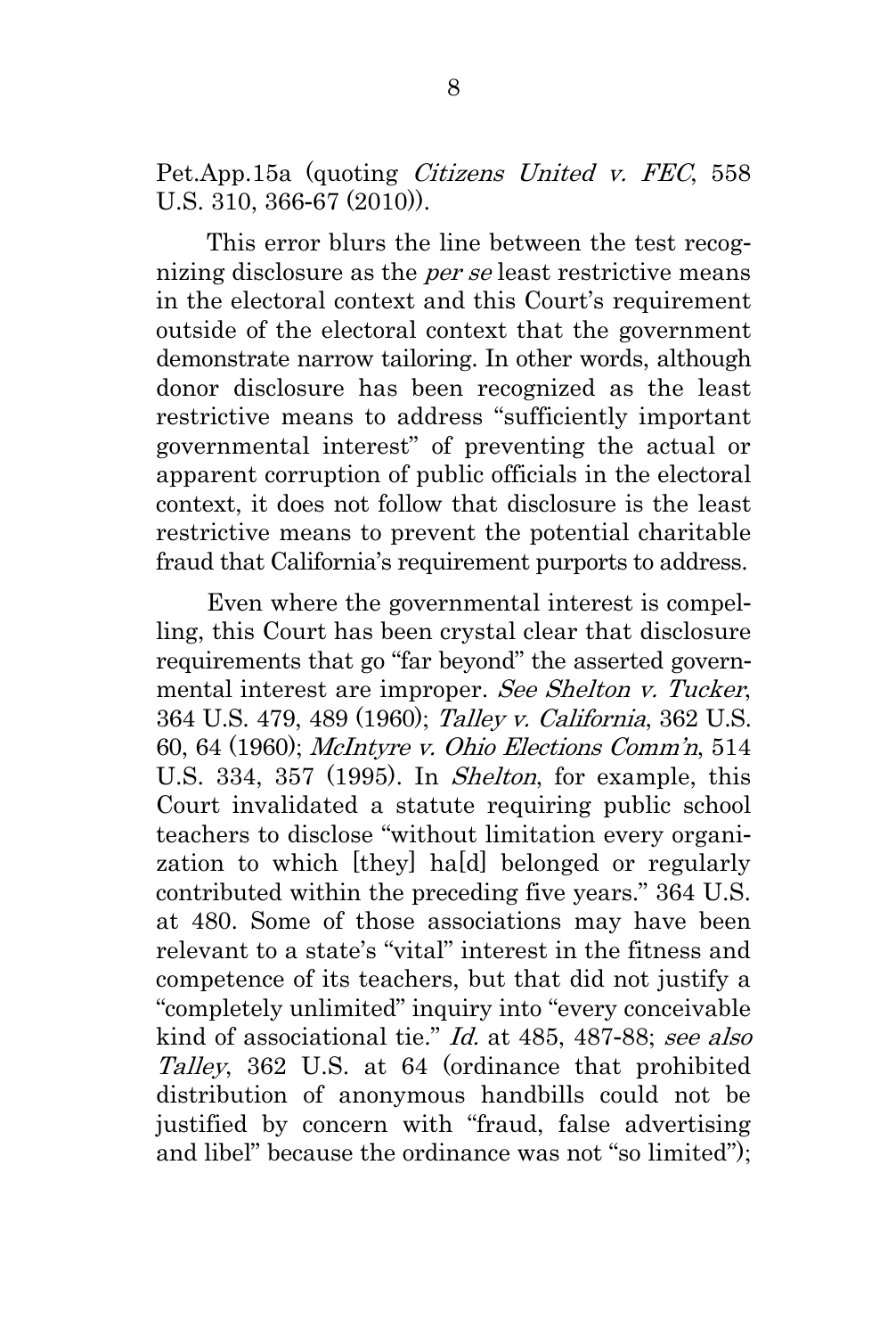Pet.App.15a (quoting *Citizens United v. FEC*, 558 U.S. 310, 366-67 (2010)).

This error blurs the line between the test recognizing disclosure as the *per se* least restrictive means in the electoral context and this Court's requirement outside of the electoral context that the government demonstrate narrow tailoring. In other words, although donor disclosure has been recognized as the least restrictive means to address "sufficiently important governmental interest" of preventing the actual or apparent corruption of public officials in the electoral context, it does not follow that disclosure is the least restrictive means to prevent the potential charitable fraud that California's requirement purports to address.

Even where the governmental interest is compelling, this Court has been crystal clear that disclosure requirements that go "far beyond" the asserted governmental interest are improper. *See Shelton v. Tucker*, 364 U.S. 479, 489 (1960); *Talley v. California*, 362 U.S. 60, 64 (1960); *McIntyre v. Ohio Elections Comm'n*, 514 U.S. 334, 357 (1995). In *Shelton*, for example, this Court invalidated a statute requiring public school teachers to disclose "without limitation every organization to which [they] ha[d] belonged or regularly contributed within the preceding five years." 364 U.S. at 480. Some of those associations may have been relevant to a state's "vital" interest in the fitness and competence of its teachers, but that did not justify a "completely unlimited" inquiry into "every conceivable kind of associational tie." *Id.* at 485, 487-88; *see also Talley*, 362 U.S. at 64 (ordinance that prohibited distribution of anonymous handbills could not be justified by concern with "fraud, false advertising and libel" because the ordinance was not "so limited");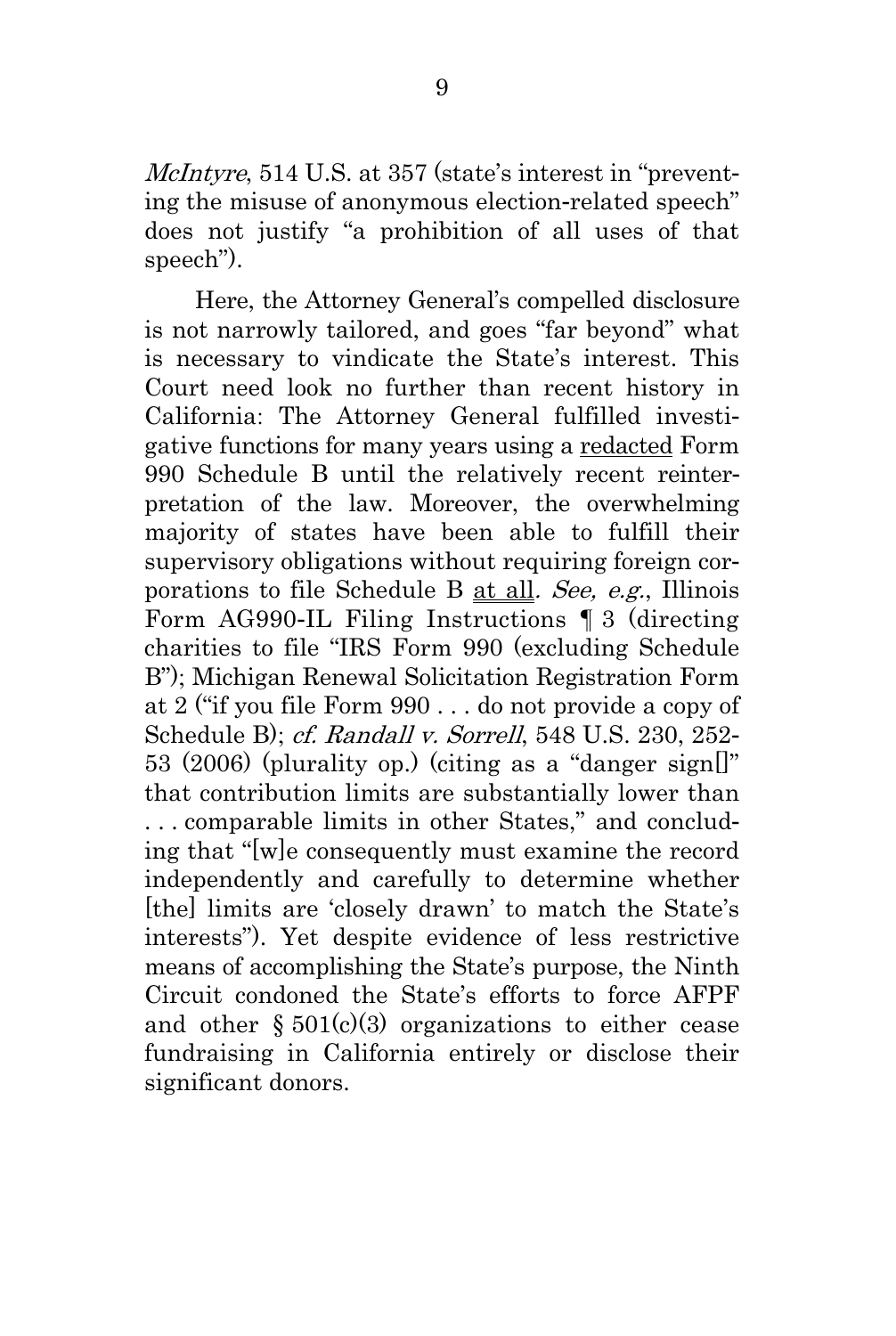*McIntyre*, 514 U.S. at 357 (state's interest in "preventing the misuse of anonymous election-related speech" does not justify "a prohibition of all uses of that speech").

Here, the Attorney General's compelled disclosure is not narrowly tailored, and goes "far beyond" what is necessary to vindicate the State's interest. This Court need look no further than recent history in California: The Attorney General fulfilled investigative functions for many years using a <u>redacted</u> Form 990 Schedule B until the relatively recent reinterpretation of the law. Moreover, the overwhelming majority of states have been able to fulfill their supervisory obligations without requiring foreign corporations to file Schedule B <u>at all</u>. *See, e.g.*, Illinois Form AG990-IL Filing Instructions ¶ 3 (directing charities to file "IRS Form 990 (excluding Schedule B"); Michigan Renewal Solicitation Registration Form at 2 ("if you file Form 990 . . . do not provide a copy of Schedule B); *cf. Randall v. Sorrell*, 548 U.S. 230, 252-53 (2006) (plurality op.) (citing as a "danger sign[]" that contribution limits are substantially lower than . . . comparable limits in other States," and concluding that "[w]e consequently must examine the record independently and carefully to determine whether [the] limits are 'closely drawn' to match the State's interests"). Yet despite evidence of less restrictive means of accomplishing the State's purpose, the Ninth Circuit condoned the State's efforts to force AFPF and other § 501(c)(3) organizations to either cease fundraising in California entirely or disclose their significant donors.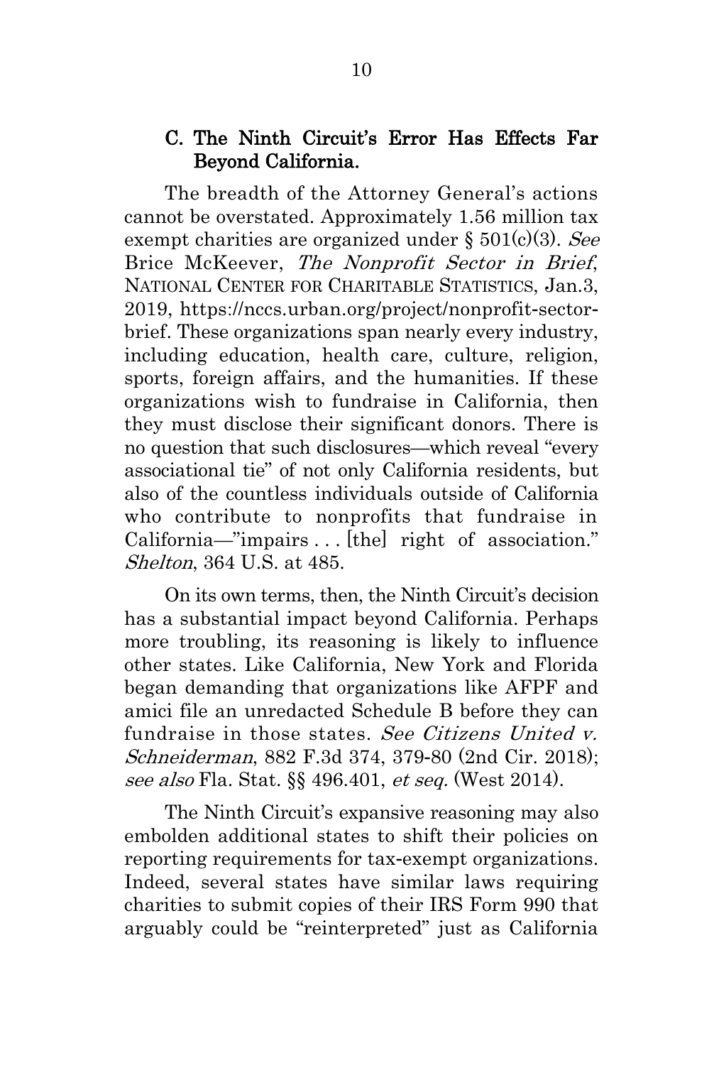### C. The Ninth Circuit's Error Has Effects Far Beyond California.

The breadth of the Attorney General's actions cannot be overstated. Approximately 1.56 million tax exempt charities are organized under § 501(c)(3). *See* Brice McKeever, *The Nonprofit Sector in Brief*, NATIONAL CENTER FOR CHARITABLE STATISTICS, Jan.3, 2019, https://nccs.urban.org/project/nonprofit-sector-brief. These organizations span nearly every industry, including education, health care, culture, religion, sports, foreign affairs, and the humanities. If these organizations wish to fundraise in California, then they must disclose their significant donors. There is no question that such disclosures—which reveal "every associational tie" of not only California residents, but also of the countless individuals outside of California who contribute to nonprofits that fundraise in California—"impairs . . . [the] right of association." *Shelton*, 364 U.S. at 485.

On its own terms, then, the Ninth Circuit's decision has a substantial impact beyond California. Perhaps more troubling, its reasoning is likely to influence other states. Like California, New York and Florida began demanding that organizations like AFPF and amici file an unredacted Schedule B before they can fundraise in those states. *See Citizens United v. Schneiderman*, 882 F.3d 374, 379-80 (2nd Cir. 2018); *see also* Fla. Stat. §§ 496.401, *et seq.* (West 2014).

The Ninth Circuit's expansive reasoning may also embolden additional states to shift their policies on reporting requirements for tax-exempt organizations. Indeed, several states have similar laws requiring charities to submit copies of their IRS Form 990 that arguably could be "reinterpreted" just as California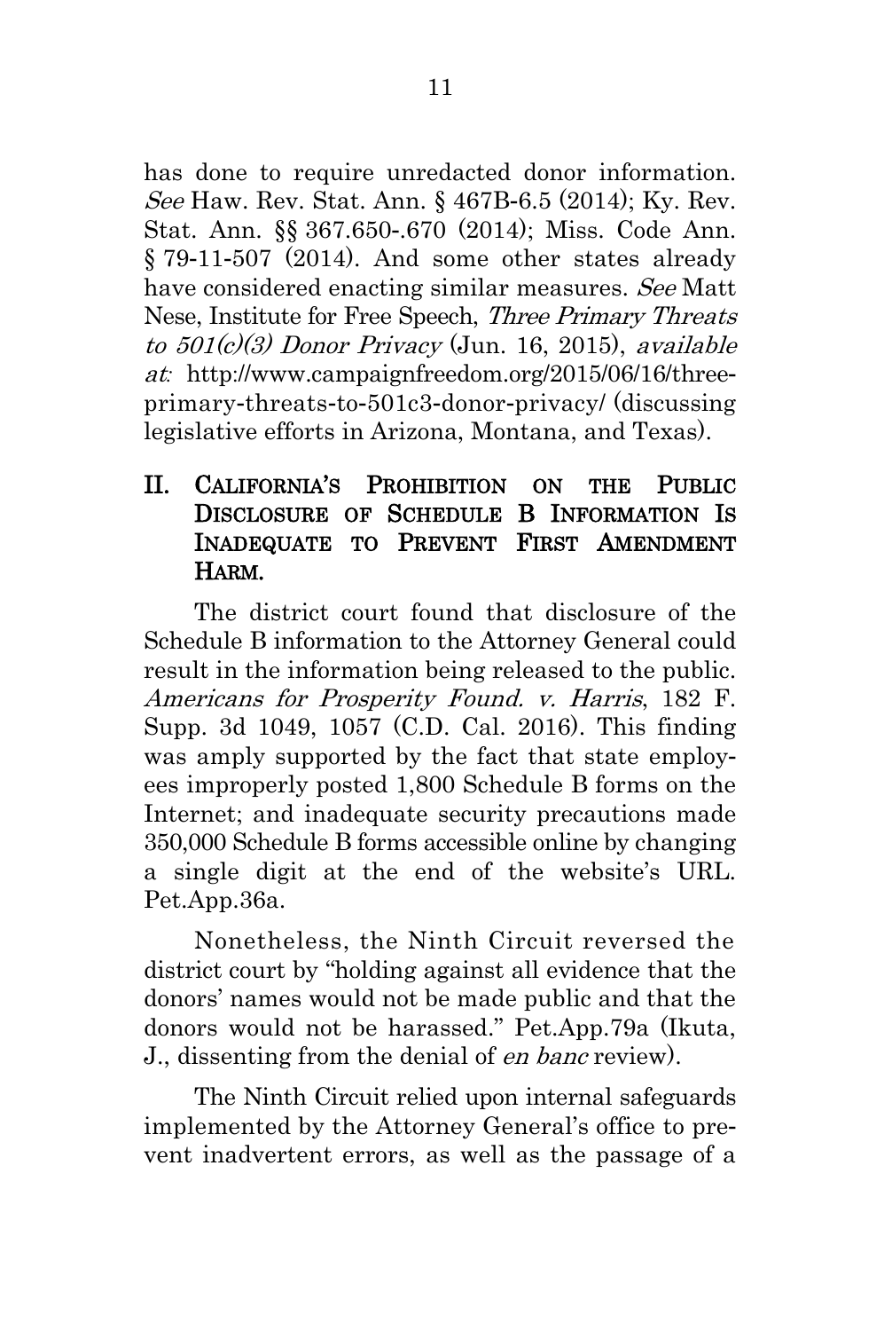has done to require unredacted donor information. *See* Haw. Rev. Stat. Ann. § 467B-6.5 (2014); Ky. Rev. Stat. Ann. §§ 367.650-.670 (2014); Miss. Code Ann. § 79-11-507 (2014). And some other states already have considered enacting similar measures. *See* Matt Nese, Institute for Free Speech, *Three Primary Threats to 501(c)(3) Donor Privacy* (Jun. 16, 2015), *available at:* http://www.campaignfreedom.org/2015/06/16/three-primary-threats-to-501c3-donor-privacy/ (discussing legislative efforts in Arizona, Montana, and Texas).

## II. CALIFORNIA'S PROHIBITION ON THE PUBLIC DISCLOSURE OF SCHEDULE B INFORMATION IS INADEQUATE TO PREVENT FIRST AMENDMENT HARM.

The district court found that disclosure of the Schedule B information to the Attorney General could result in the information being released to the public. *Americans for Prosperity Found. v. Harris*, 182 F. Supp. 3d 1049, 1057 (C.D. Cal. 2016). This finding was amply supported by the fact that state employees improperly posted 1,800 Schedule B forms on the Internet; and inadequate security precautions made 350,000 Schedule B forms accessible online by changing a single digit at the end of the website's URL. Pet.App.36a.

Nonetheless, the Ninth Circuit reversed the district court by "holding against all evidence that the donors' names would not be made public and that the donors would not be harassed." Pet.App.79a (Ikuta, J., dissenting from the denial of *en banc* review).

The Ninth Circuit relied upon internal safeguards implemented by the Attorney General's office to prevent inadvertent errors, as well as the passage of a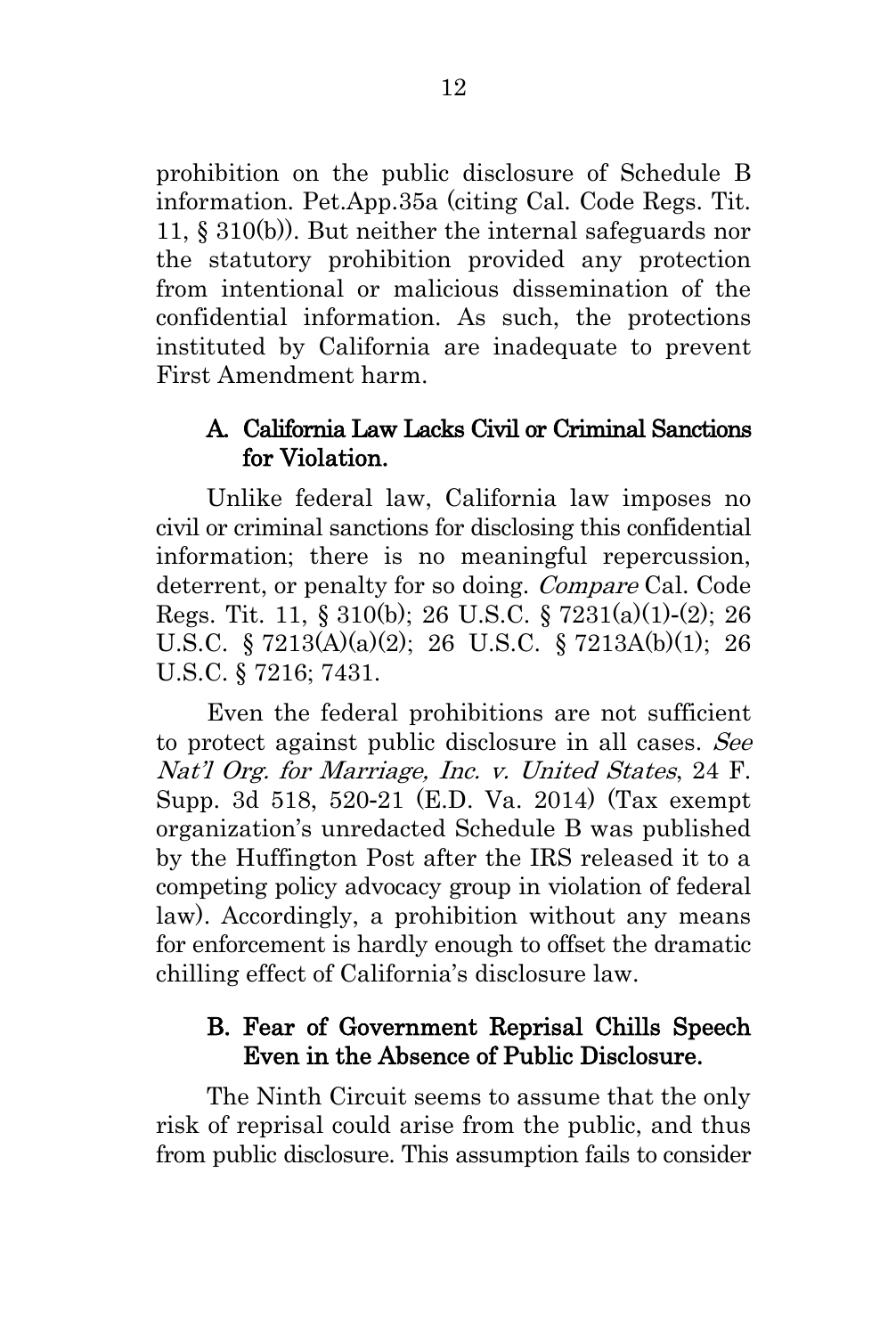prohibition on the public disclosure of Schedule B information. Pet.App.35a (citing Cal. Code Regs. Tit. 11, § 310(b)). But neither the internal safeguards nor the statutory prohibition provided any protection from intentional or malicious dissemination of the confidential information. As such, the protections instituted by California are inadequate to prevent First Amendment harm.

### A. California Law Lacks Civil or Criminal Sanctions for Violation.

Unlike federal law, California law imposes no civil or criminal sanctions for disclosing this confidential information; there is no meaningful repercussion, deterrent, or penalty for so doing. *Compare* Cal. Code Regs. Tit. 11, § 310(b); 26 U.S.C. § 7231(a)(1)-(2); 26 U.S.C. § 7213(A)(a)(2); 26 U.S.C. § 7213A(b)(1); 26 U.S.C. § 7216; 7431.

Even the federal prohibitions are not sufficient to protect against public disclosure in all cases. *See Nat'l Org. for Marriage, Inc. v. United States*, 24 F. Supp. 3d 518, 520-21 (E.D. Va. 2014) (Tax exempt organization's unredacted Schedule B was published by the Huffington Post after the IRS released it to a competing policy advocacy group in violation of federal law). Accordingly, a prohibition without any means for enforcement is hardly enough to offset the dramatic chilling effect of California's disclosure law.

### B. Fear of Government Reprisal Chills Speech Even in the Absence of Public Disclosure.

The Ninth Circuit seems to assume that the only risk of reprisal could arise from the public, and thus from public disclosure. This assumption fails to consider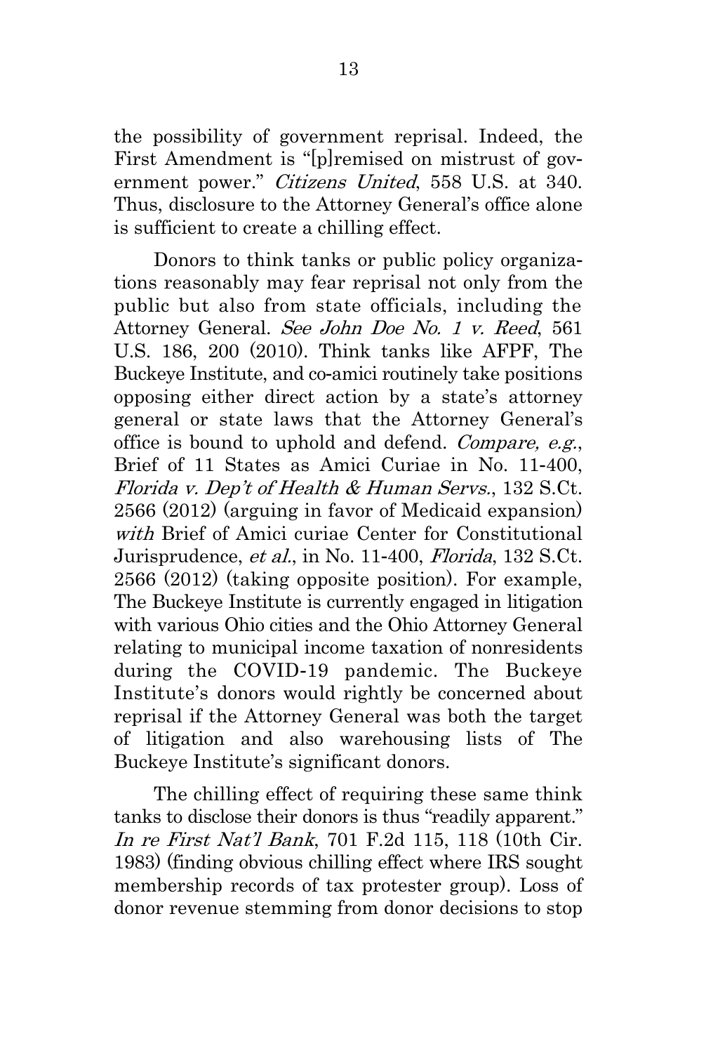the possibility of government reprisal. Indeed, the First Amendment is "[p]remised on mistrust of government power." *Citizens United*, 558 U.S. at 340. Thus, disclosure to the Attorney General's office alone is sufficient to create a chilling effect.

Donors to think tanks or public policy organizations reasonably may fear reprisal not only from the public but also from state officials, including the Attorney General. *See John Doe No. 1 v. Reed*, 561 U.S. 186, 200 (2010). Think tanks like AFPF, The Buckeye Institute, and co-amici routinely take positions opposing either direct action by a state's attorney general or state laws that the Attorney General's office is bound to uphold and defend. *Compare, e.g.*, Brief of 11 States as Amici Curiae in No. 11-400, *Florida v. Dep't of Health & Human Servs.*, 132 S.Ct. 2566 (2012) (arguing in favor of Medicaid expansion) *with* Brief of Amici curiae Center for Constitutional Jurisprudence, *et al.*, in No. 11-400, *Florida*, 132 S.Ct. 2566 (2012) (taking opposite position). For example, The Buckeye Institute is currently engaged in litigation with various Ohio cities and the Ohio Attorney General relating to municipal income taxation of nonresidents during the COVID-19 pandemic. The Buckeye Institute's donors would rightly be concerned about reprisal if the Attorney General was both the target of litigation and also warehousing lists of The Buckeye Institute's significant donors.

The chilling effect of requiring these same think tanks to disclose their donors is thus "readily apparent." *In re First Nat'l Bank*, 701 F.2d 115, 118 (10th Cir. 1983) (finding obvious chilling effect where IRS sought membership records of tax protester group). Loss of donor revenue stemming from donor decisions to stop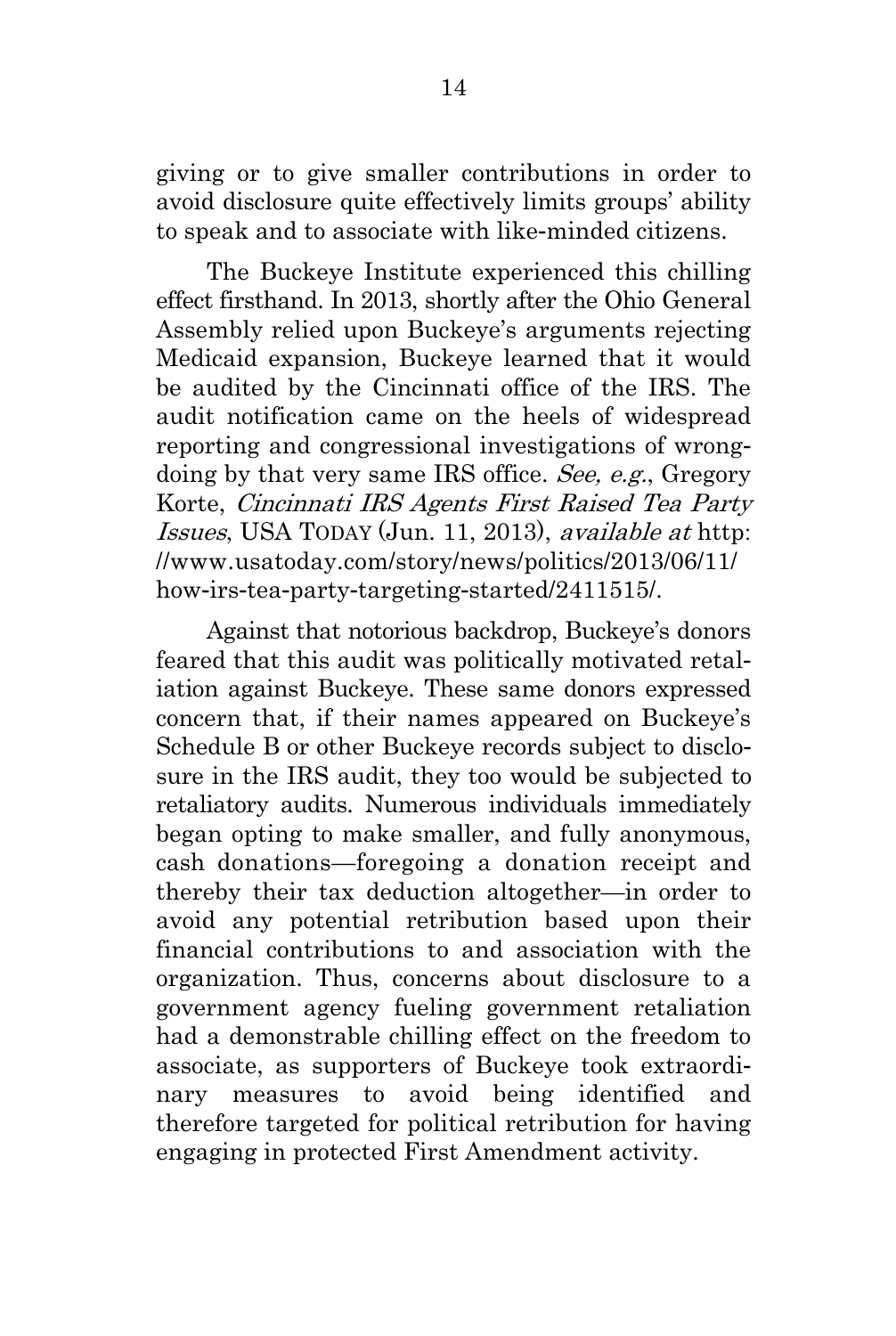giving or to give smaller contributions in order to avoid disclosure quite effectively limits groups' ability to speak and to associate with like-minded citizens.

The Buckeye Institute experienced this chilling effect firsthand. In 2013, shortly after the Ohio General Assembly relied upon Buckeye's arguments rejecting Medicaid expansion, Buckeye learned that it would be audited by the Cincinnati office of the IRS. The audit notification came on the heels of widespread reporting and congressional investigations of wrongdoing by that very same IRS office. *See, e.g.*, Gregory Korte, *Cincinnati IRS Agents First Raised Tea Party Issues*, USA TODAY (Jun. 11, 2013), *available at* http://www.usatoday.com/story/news/politics/2013/06/11/how-irs-tea-party-targeting-started/2411515/.

Against that notorious backdrop, Buckeye's donors feared that this audit was politically motivated retaliation against Buckeye. These same donors expressed concern that, if their names appeared on Buckeye's Schedule B or other Buckeye records subject to disclosure in the IRS audit, they too would be subjected to retaliatory audits. Numerous individuals immediately began opting to make smaller, and fully anonymous, cash donations—foregoing a donation receipt and thereby their tax deduction altogether—in order to avoid any potential retribution based upon their financial contributions to and association with the organization. Thus, concerns about disclosure to a government agency fueling government retaliation had a demonstrable chilling effect on the freedom to associate, as supporters of Buckeye took extraordinary measures to avoid being identified and therefore targeted for political retribution for having engaging in protected First Amendment activity.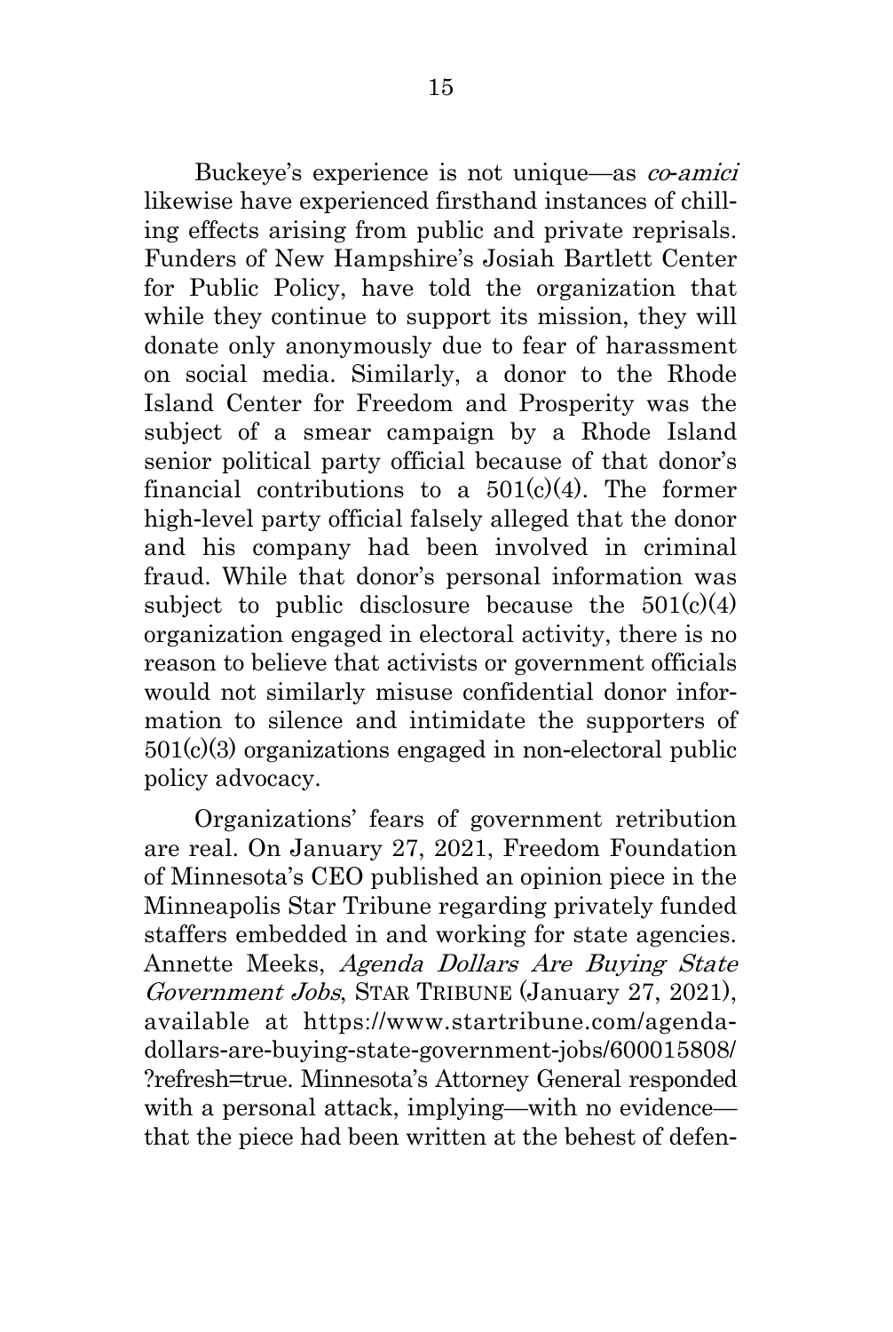Buckeye's experience is not unique—as *co-amici* likewise have experienced firsthand instances of chilling effects arising from public and private reprisals. Funders of New Hampshire's Josiah Bartlett Center for Public Policy, have told the organization that while they continue to support its mission, they will donate only anonymously due to fear of harassment on social media. Similarly, a donor to the Rhode Island Center for Freedom and Prosperity was the subject of a smear campaign by a Rhode Island senior political party official because of that donor's financial contributions to a 501(c)(4). The former high-level party official falsely alleged that the donor and his company had been involved in criminal fraud. While that donor's personal information was subject to public disclosure because the 501(c)(4) organization engaged in electoral activity, there is no reason to believe that activists or government officials would not similarly misuse confidential donor information to silence and intimidate the supporters of 501(c)(3) organizations engaged in non-electoral public policy advocacy.

Organizations' fears of government retribution are real. On January 27, 2021, Freedom Foundation of Minnesota's CEO published an opinion piece in the Minneapolis Star Tribune regarding privately funded staffers embedded in and working for state agencies. Annette Meeks, *Agenda Dollars Are Buying State Government Jobs*, STAR TRIBUNE (January 27, 2021), available at https://www.startribune.com/agenda-dollars-are-buying-state-government-jobs/600015808/?refresh=true. Minnesota's Attorney General responded with a personal attack, implying—with no evidence—that the piece had been written at the behest of defen-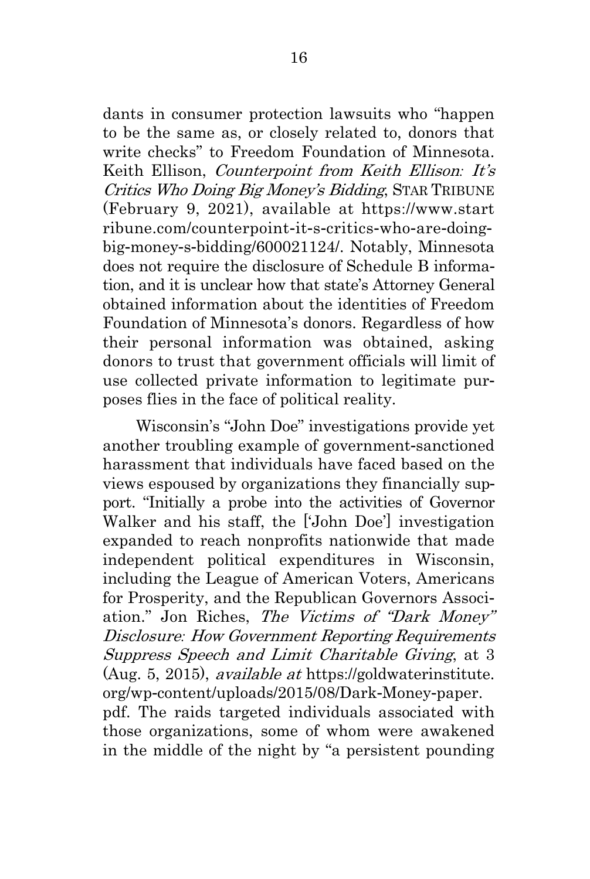dants in consumer protection lawsuits who "happen to be the same as, or closely related to, donors that write checks" to Freedom Foundation of Minnesota. Keith Ellison, *Counterpoint from Keith Ellison: It's Critics Who Doing Big Money's Bidding*, STAR TRIBUNE (February 9, 2021), available at https://www.startribune.com/counterpoint-it-s-critics-who-are-doing-big-money-s-bidding/600021124/. Notably, Minnesota does not require the disclosure of Schedule B information, and it is unclear how that state's Attorney General obtained information about the identities of Freedom Foundation of Minnesota's donors. Regardless of how their personal information was obtained, asking donors to trust that government officials will limit of use collected private information to legitimate purposes flies in the face of political reality.

Wisconsin's "John Doe" investigations provide yet another troubling example of government-sanctioned harassment that individuals have faced based on the views espoused by organizations they financially support. "Initially a probe into the activities of Governor Walker and his staff, the ['John Doe'] investigation expanded to reach nonprofits nationwide that made independent political expenditures in Wisconsin, including the League of American Voters, Americans for Prosperity, and the Republican Governors Association." Jon Riches, *The Victims of "Dark Money" Disclosure: How Government Reporting Requirements Suppress Speech and Limit Charitable Giving*, at 3 (Aug. 5, 2015), *available at* https://goldwaterinstitute.org/wp-content/uploads/2015/08/Dark-Money-paper.pdf. The raids targeted individuals associated with those organizations, some of whom were awakened in the middle of the night by "a persistent pounding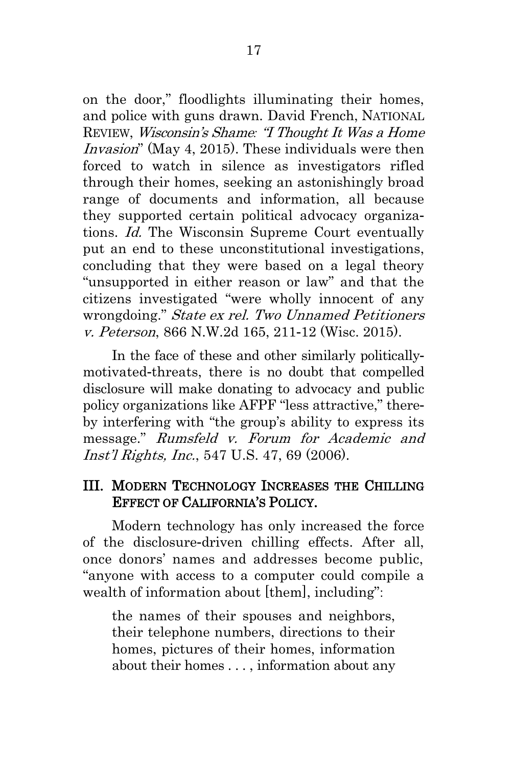on the door," floodlights illuminating their homes, and police with guns drawn. David French, NATIONAL REVIEW, *Wisconsin's Shame: "I Thought It Was a Home Invasion*" (May 4, 2015). These individuals were then forced to watch in silence as investigators rifled through their homes, seeking an astonishingly broad range of documents and information, all because they supported certain political advocacy organizations. *Id.* The Wisconsin Supreme Court eventually put an end to these unconstitutional investigations, concluding that they were based on a legal theory "unsupported in either reason or law" and that the citizens investigated "were wholly innocent of any wrongdoing." *State ex rel. Two Unnamed Petitioners v. Peterson*, 866 N.W.2d 165, 211-12 (Wisc. 2015).

In the face of these and other similarly politically-motivated-threats, there is no doubt that compelled disclosure will make donating to advocacy and public policy organizations like AFPF "less attractive," thereby interfering with "the group's ability to express its message." *Rumsfeld v. Forum for Academic and Inst'l Rights, Inc.*, 547 U.S. 47, 69 (2006).

## III. MODERN TECHNOLOGY INCREASES THE CHILLING EFFECT OF CALIFORNIA'S POLICY.

Modern technology has only increased the force of the disclosure-driven chilling effects. After all, once donors' names and addresses become public, "anyone with access to a computer could compile a wealth of information about [them], including":

> the names of their spouses and neighbors, their telephone numbers, directions to their homes, pictures of their homes, information about their homes . . . , information about any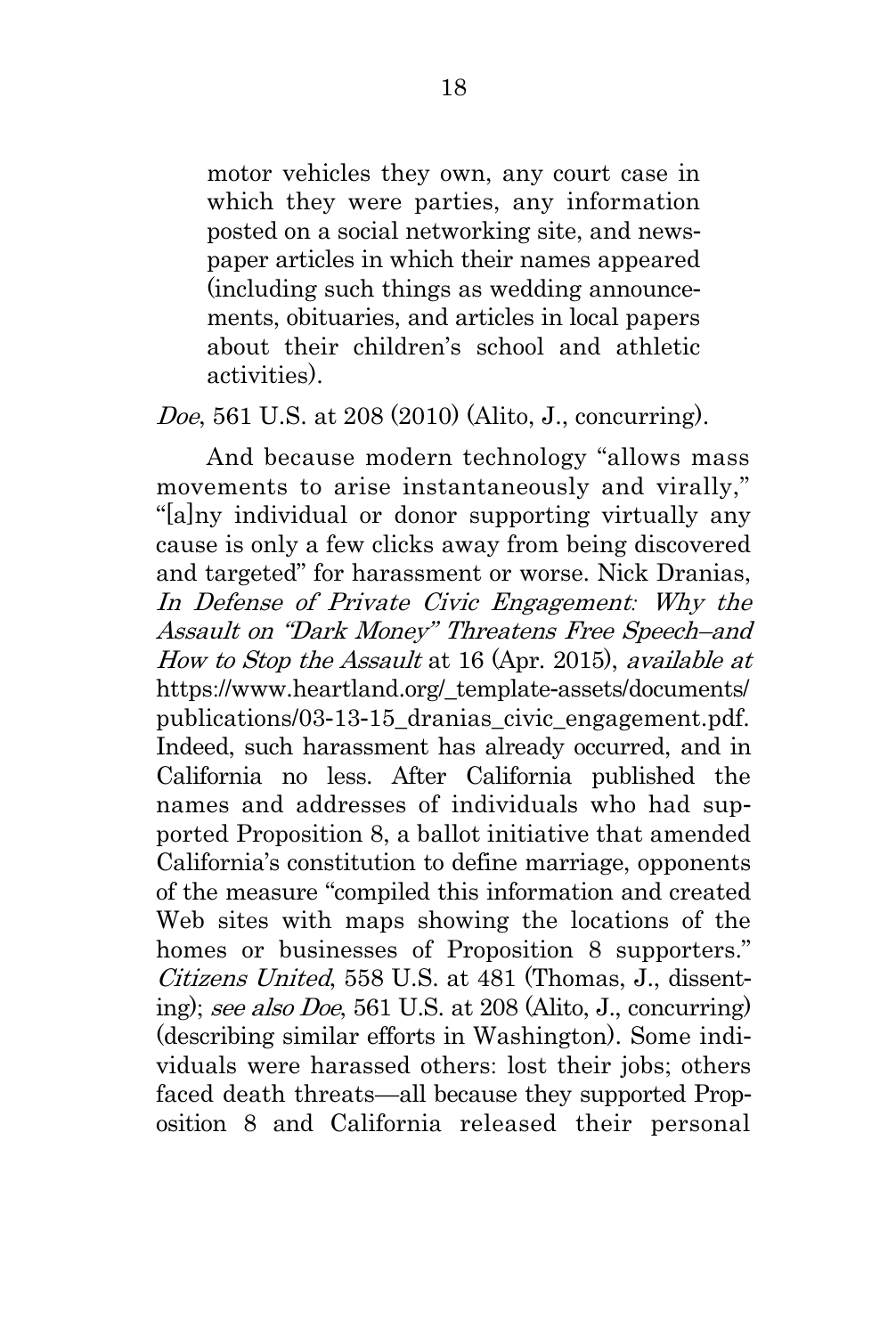> motor vehicles they own, any court case in which they were parties, any information posted on a social networking site, and newspaper articles in which their names appeared (including such things as wedding announcements, obituaries, and articles in local papers about their children's school and athletic activities).

*Doe*, 561 U.S. at 208 (2010) (Alito, J., concurring).

And because modern technology "allows mass movements to arise instantaneously and virally," "[a]ny individual or donor supporting virtually any cause is only a few clicks away from being discovered and targeted" for harassment or worse. Nick Dranias, *In Defense of Private Civic Engagement: Why the Assault on "Dark Money" Threatens Free Speech–and How to Stop the Assault* at 16 (Apr. 2015), *available at* https://www.heartland.org/_template-assets/documents/publications/03-13-15_dranias_civic_engagement.pdf. Indeed, such harassment has already occurred, and in California no less. After California published the names and addresses of individuals who had supported Proposition 8, a ballot initiative that amended California's constitution to define marriage, opponents of the measure "compiled this information and created Web sites with maps showing the locations of the homes or businesses of Proposition 8 supporters." *Citizens United*, 558 U.S. at 481 (Thomas, J., dissenting); *see also Doe*, 561 U.S. at 208 (Alito, J., concurring) (describing similar efforts in Washington). Some individuals were harassed others: lost their jobs; others faced death threats—all because they supported Proposition 8 and California released their personal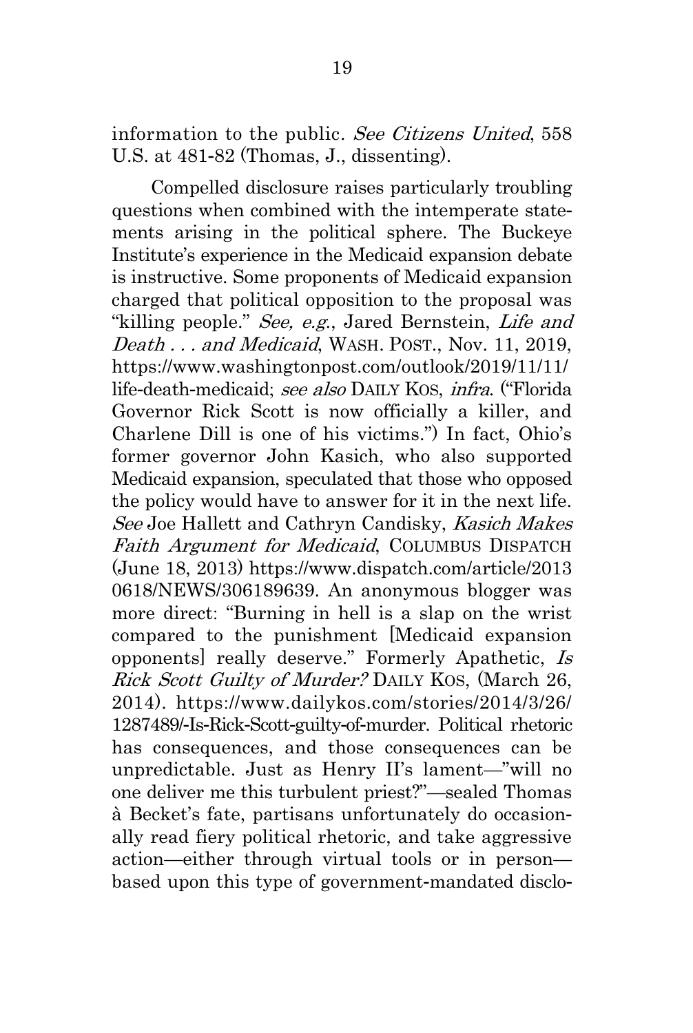information to the public. *See Citizens United*, 558 U.S. at 481-82 (Thomas, J., dissenting).

Compelled disclosure raises particularly troubling questions when combined with the intemperate statements arising in the political sphere. The Buckeye Institute's experience in the Medicaid expansion debate is instructive. Some proponents of Medicaid expansion charged that political opposition to the proposal was "killing people." *See, e.g.*, Jared Bernstein, *Life and Death . . . and Medicaid*, WASH. POST., Nov. 11, 2019, https://www.washingtonpost.com/outlook/2019/11/11/life-death-medicaid; *see also* DAILY KOS, *infra*. ("Florida Governor Rick Scott is now officially a killer, and Charlene Dill is one of his victims.") In fact, Ohio's former governor John Kasich, who also supported Medicaid expansion, speculated that those who opposed the policy would have to answer for it in the next life. *See* Joe Hallett and Cathryn Candisky, *Kasich Makes Faith Argument for Medicaid*, COLUMBUS DISPATCH (June 18, 2013) https://www.dispatch.com/article/20130618/NEWS/306189639. An anonymous blogger was more direct: "Burning in hell is a slap on the wrist compared to the punishment [Medicaid expansion opponents] really deserve." Formerly Apathetic, *Is Rick Scott Guilty of Murder?* DAILY KOS, (March 26, 2014). https://www.dailykos.com/stories/2014/3/26/1287489/-Is-Rick-Scott-guilty-of-murder. Political rhetoric has consequences, and those consequences can be unpredictable. Just as Henry II's lament—"will no one deliver me this turbulent priest?"—sealed Thomas à Becket's fate, partisans unfortunately do occasionally read fiery political rhetoric, and take aggressive action—either through virtual tools or in person—based upon this type of government-mandated disclo-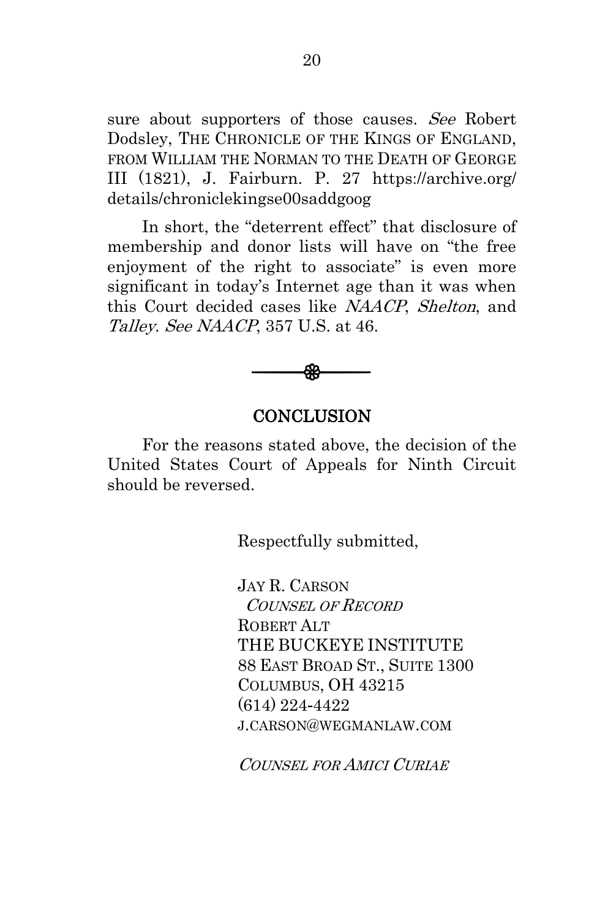sure about supporters of those causes. *See* Robert Dodsley, THE CHRONICLE OF THE KINGS OF ENGLAND, FROM WILLIAM THE NORMAN TO THE DEATH OF GEORGE III (1821), J. Fairburn. P. 27 https://archive.org/details/chroniclekingse00saddgoog

In short, the "deterrent effect" that disclosure of membership and donor lists will have on "the free enjoyment of the right to associate" is even more significant in today's Internet age than it was when this Court decided cases like *NAACP*, *Shelton*, and *Talley*. *See NAACP*, 357 U.S. at 46.

## CONCLUSION

For the reasons stated above, the decision of the United States Court of Appeals for Ninth Circuit should be reversed.

Respectfully submitted,

JAY R. CARSON
*COUNSEL OF RECORD*
ROBERT ALT
THE BUCKEYE INSTITUTE
88 EAST BROAD ST., SUITE 1300
COLUMBUS, OH 43215
(614) 224-4422
J.CARSON@WEGMANLAW.COM

*COUNSEL FOR AMICI CURIAE*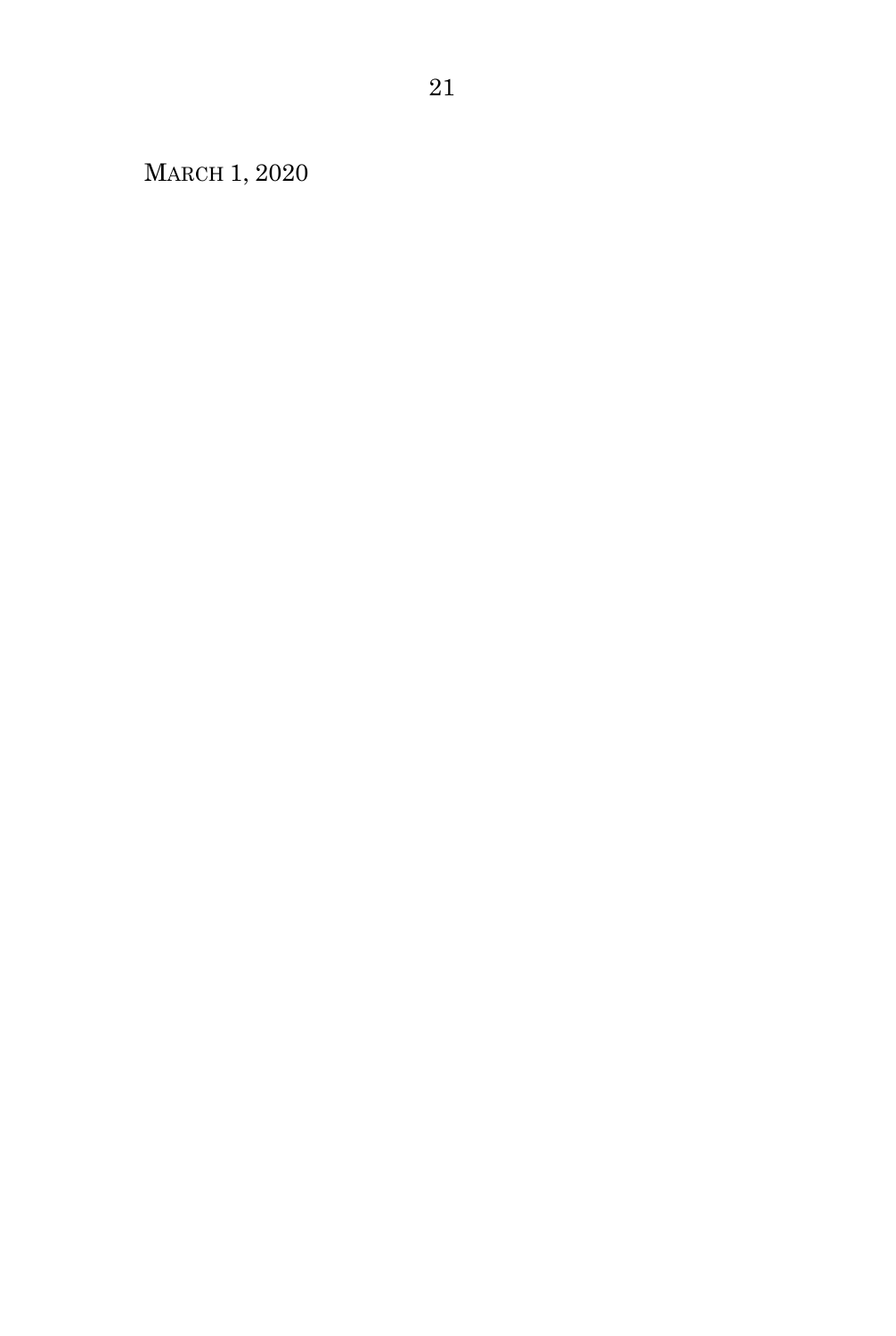MARCH 1, 2020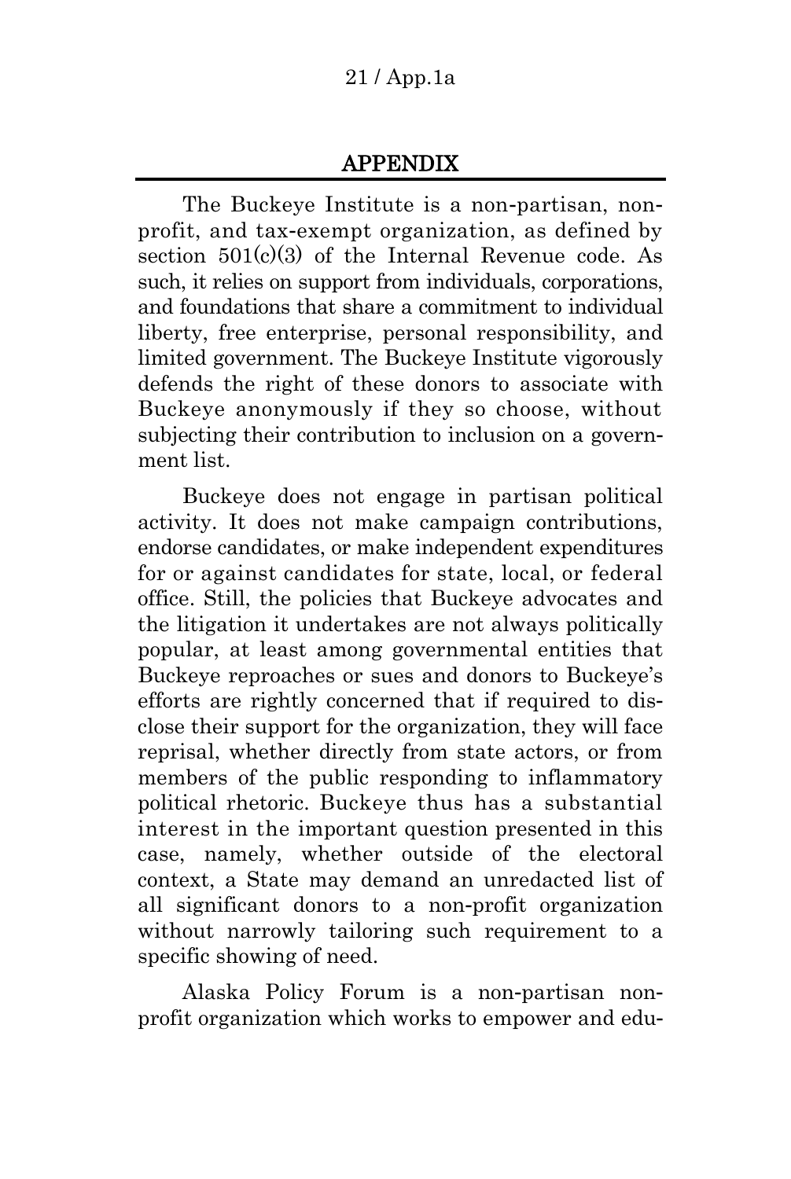## APPENDIX

The Buckeye Institute is a non-partisan, non-profit, and tax-exempt organization, as defined by section 501(c)(3) of the Internal Revenue code. As such, it relies on support from individuals, corporations, and foundations that share a commitment to individual liberty, free enterprise, personal responsibility, and limited government. The Buckeye Institute vigorously defends the right of these donors to associate with Buckeye anonymously if they so choose, without subjecting their contribution to inclusion on a government list.

Buckeye does not engage in partisan political activity. It does not make campaign contributions, endorse candidates, or make independent expenditures for or against candidates for state, local, or federal office. Still, the policies that Buckeye advocates and the litigation it undertakes are not always politically popular, at least among governmental entities that Buckeye reproaches or sues and donors to Buckeye's efforts are rightly concerned that if required to disclose their support for the organization, they will face reprisal, whether directly from state actors, or from members of the public responding to inflammatory political rhetoric. Buckeye thus has a substantial interest in the important question presented in this case, namely, whether outside of the electoral context, a State may demand an unredacted list of all significant donors to a non-profit organization without narrowly tailoring such requirement to a specific showing of need.

Alaska Policy Forum is a non-partisan non-profit organization which works to empower and edu-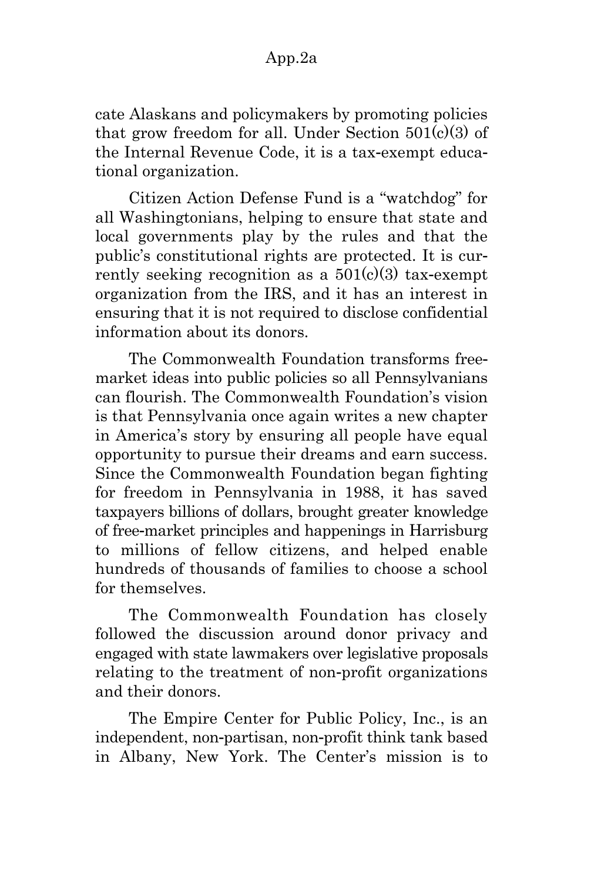cate Alaskans and policymakers by promoting policies that grow freedom for all. Under Section 501(c)(3) of the Internal Revenue Code, it is a tax-exempt educational organization.

Citizen Action Defense Fund is a "watchdog" for all Washingtonians, helping to ensure that state and local governments play by the rules and that the public's constitutional rights are protected. It is currently seeking recognition as a 501(c)(3) tax-exempt organization from the IRS, and it has an interest in ensuring that it is not required to disclose confidential information about its donors.

The Commonwealth Foundation transforms free-market ideas into public policies so all Pennsylvanians can flourish. The Commonwealth Foundation's vision is that Pennsylvania once again writes a new chapter in America's story by ensuring all people have equal opportunity to pursue their dreams and earn success. Since the Commonwealth Foundation began fighting for freedom in Pennsylvania in 1988, it has saved taxpayers billions of dollars, brought greater knowledge of free-market principles and happenings in Harrisburg to millions of fellow citizens, and helped enable hundreds of thousands of families to choose a school for themselves.

The Commonwealth Foundation has closely followed the discussion around donor privacy and engaged with state lawmakers over legislative proposals relating to the treatment of non-profit organizations and their donors.

The Empire Center for Public Policy, Inc., is an independent, non-partisan, non-profit think tank based in Albany, New York. The Center's mission is to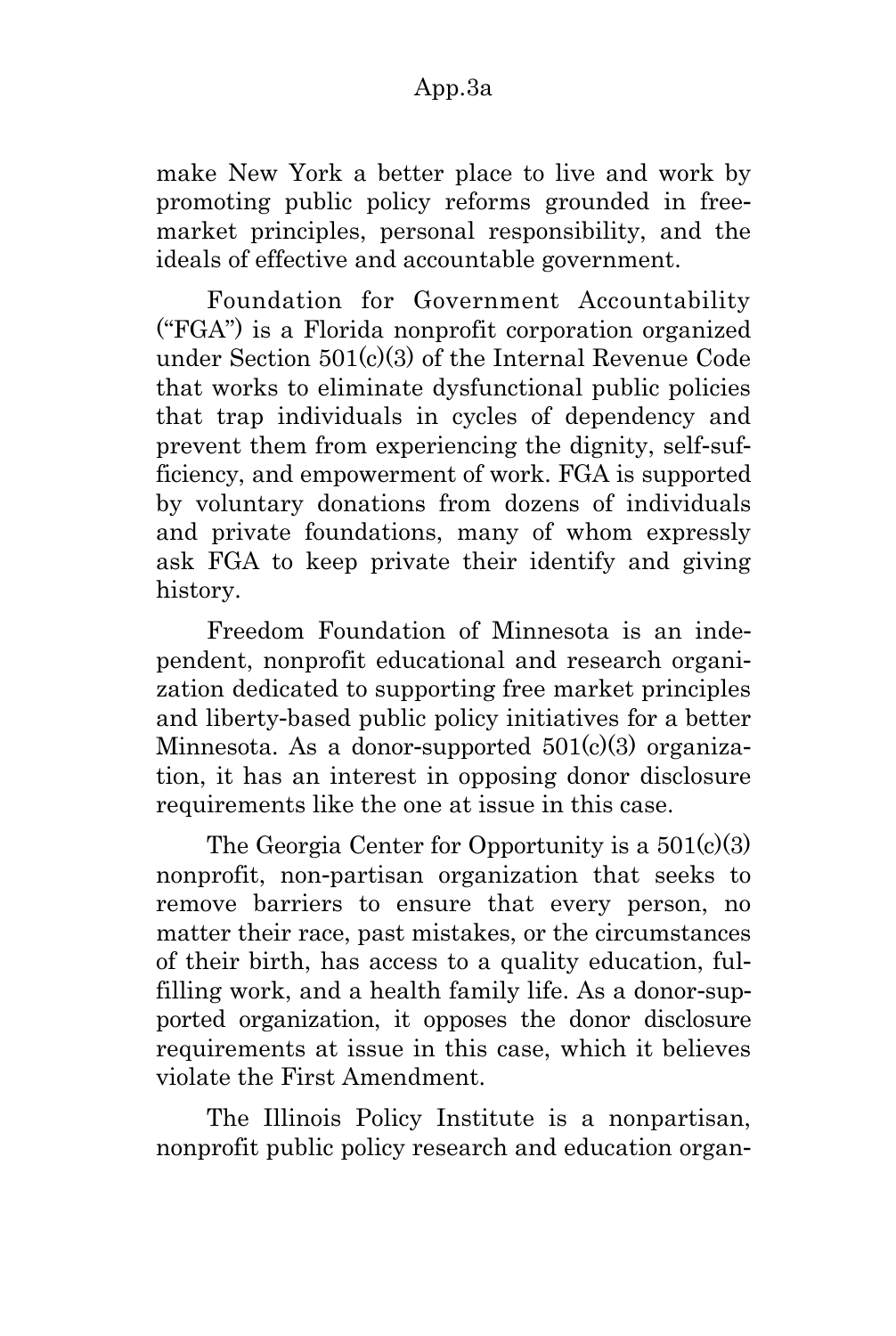make New York a better place to live and work by promoting public policy reforms grounded in free-market principles, personal responsibility, and the ideals of effective and accountable government.

Foundation for Government Accountability ("FGA") is a Florida nonprofit corporation organized under Section 501(c)(3) of the Internal Revenue Code that works to eliminate dysfunctional public policies that trap individuals in cycles of dependency and prevent them from experiencing the dignity, self-sufficiency, and empowerment of work. FGA is supported by voluntary donations from dozens of individuals and private foundations, many of whom expressly ask FGA to keep private their identify and giving history.

Freedom Foundation of Minnesota is an independent, nonprofit educational and research organization dedicated to supporting free market principles and liberty-based public policy initiatives for a better Minnesota. As a donor-supported 501(c)(3) organization, it has an interest in opposing donor disclosure requirements like the one at issue in this case.

The Georgia Center for Opportunity is a 501(c)(3) nonprofit, non-partisan organization that seeks to remove barriers to ensure that every person, no matter their race, past mistakes, or the circumstances of their birth, has access to a quality education, fulfilling work, and a health family life. As a donor-supported organization, it opposes the donor disclosure requirements at issue in this case, which it believes violate the First Amendment.

The Illinois Policy Institute is a nonpartisan, nonprofit public policy research and education organ-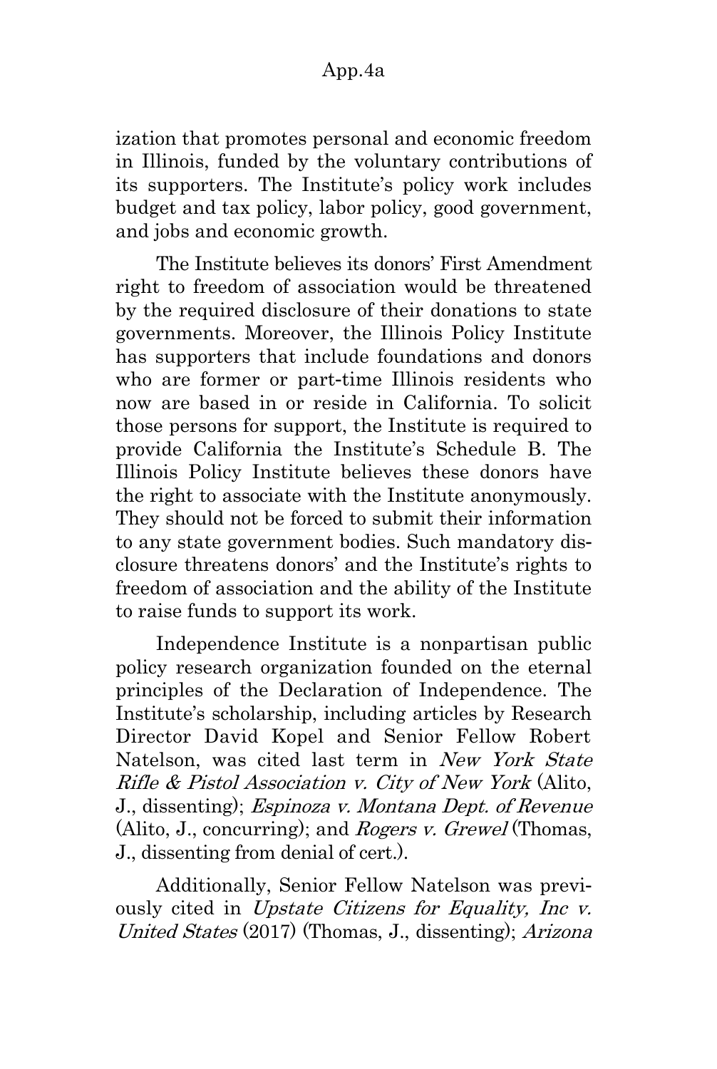ization that promotes personal and economic freedom in Illinois, funded by the voluntary contributions of its supporters. The Institute's policy work includes budget and tax policy, labor policy, good government, and jobs and economic growth.

The Institute believes its donors' First Amendment right to freedom of association would be threatened by the required disclosure of their donations to state governments. Moreover, the Illinois Policy Institute has supporters that include foundations and donors who are former or part-time Illinois residents who now are based in or reside in California. To solicit those persons for support, the Institute is required to provide California the Institute's Schedule B. The Illinois Policy Institute believes these donors have the right to associate with the Institute anonymously. They should not be forced to submit their information to any state government bodies. Such mandatory disclosure threatens donors' and the Institute's rights to freedom of association and the ability of the Institute to raise funds to support its work.

Independence Institute is a nonpartisan public policy research organization founded on the eternal principles of the Declaration of Independence. The Institute's scholarship, including articles by Research Director David Kopel and Senior Fellow Robert Natelson, was cited last term in *New York State Rifle & Pistol Association v. City of New York* (Alito, J., dissenting); *Espinoza v. Montana Dept. of Revenue* (Alito, J., concurring); and *Rogers v. Grewel* (Thomas, J., dissenting from denial of cert.).

Additionally, Senior Fellow Natelson was previously cited in *Upstate Citizens for Equality, Inc v. United States* (2017) (Thomas, J., dissenting); *Arizona*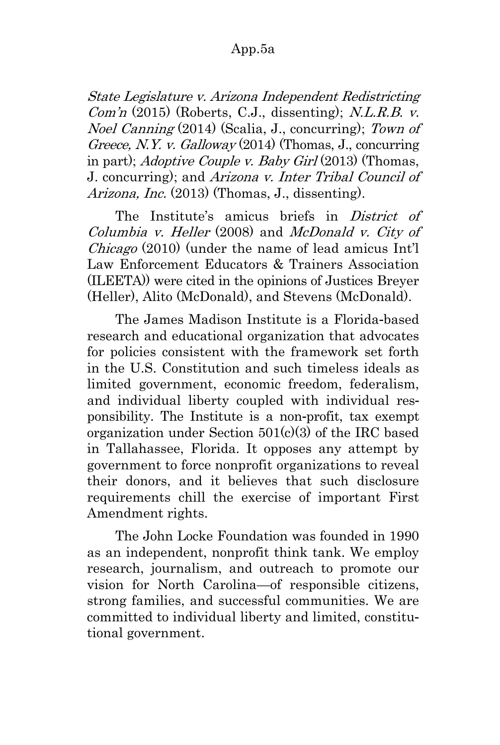*State Legislature v. Arizona Independent Redistricting Com'n* (2015) (Roberts, C.J., dissenting); *N.L.R.B. v. Noel Canning* (2014) (Scalia, J., concurring); *Town of Greece, N.Y. v. Galloway* (2014) (Thomas, J., concurring in part); *Adoptive Couple v. Baby Girl* (2013) (Thomas, J. concurring); and *Arizona v. Inter Tribal Council of Arizona, Inc.* (2013) (Thomas, J., dissenting).

The Institute's amicus briefs in *District of Columbia v. Heller* (2008) and *McDonald v. City of Chicago* (2010) (under the name of lead amicus Int'l Law Enforcement Educators & Trainers Association (ILEETA)) were cited in the opinions of Justices Breyer (Heller), Alito (McDonald), and Stevens (McDonald).

The James Madison Institute is a Florida-based research and educational organization that advocates for policies consistent with the framework set forth in the U.S. Constitution and such timeless ideals as limited government, economic freedom, federalism, and individual liberty coupled with individual responsibility. The Institute is a non-profit, tax exempt organization under Section 501(c)(3) of the IRC based in Tallahassee, Florida. It opposes any attempt by government to force nonprofit organizations to reveal their donors, and it believes that such disclosure requirements chill the exercise of important First Amendment rights.

The John Locke Foundation was founded in 1990 as an independent, nonprofit think tank. We employ research, journalism, and outreach to promote our vision for North Carolina—of responsible citizens, strong families, and successful communities. We are committed to individual liberty and limited, constitutional government.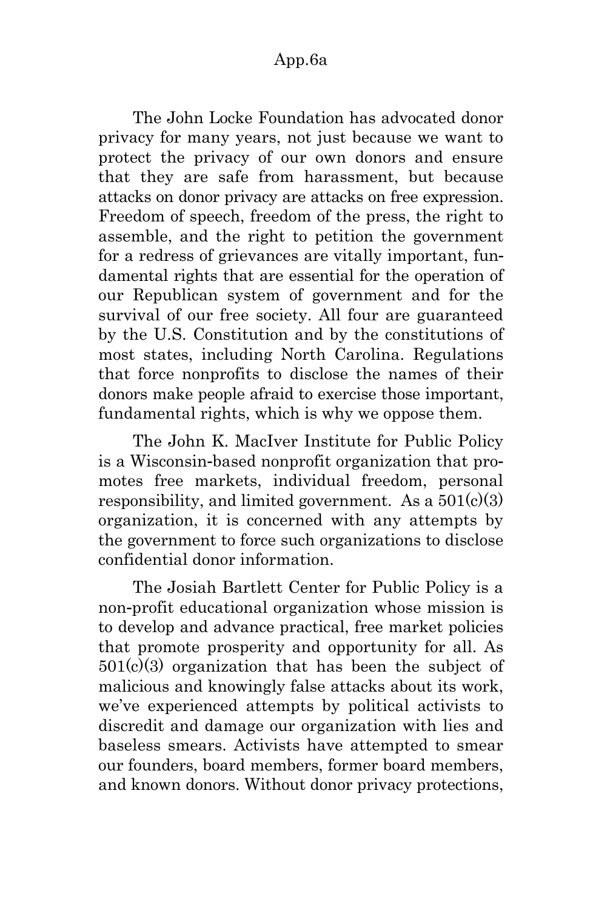The John Locke Foundation has advocated donor privacy for many years, not just because we want to protect the privacy of our own donors and ensure that they are safe from harassment, but because attacks on donor privacy are attacks on free expression. Freedom of speech, freedom of the press, the right to assemble, and the right to petition the government for a redress of grievances are vitally important, fundamental rights that are essential for the operation of our Republican system of government and for the survival of our free society. All four are guaranteed by the U.S. Constitution and by the constitutions of most states, including North Carolina. Regulations that force nonprofits to disclose the names of their donors make people afraid to exercise those important, fundamental rights, which is why we oppose them.

The John K. MacIver Institute for Public Policy is a Wisconsin-based nonprofit organization that promotes free markets, individual freedom, personal responsibility, and limited government. As a 501(c)(3) organization, it is concerned with any attempts by the government to force such organizations to disclose confidential donor information.

The Josiah Bartlett Center for Public Policy is a non-profit educational organization whose mission is to develop and advance practical, free market policies that promote prosperity and opportunity for all. As 501(c)(3) organization that has been the subject of malicious and knowingly false attacks about its work, we've experienced attempts by political activists to discredit and damage our organization with lies and baseless smears. Activists have attempted to smear our founders, board members, former board members, and known donors. Without donor privacy protections,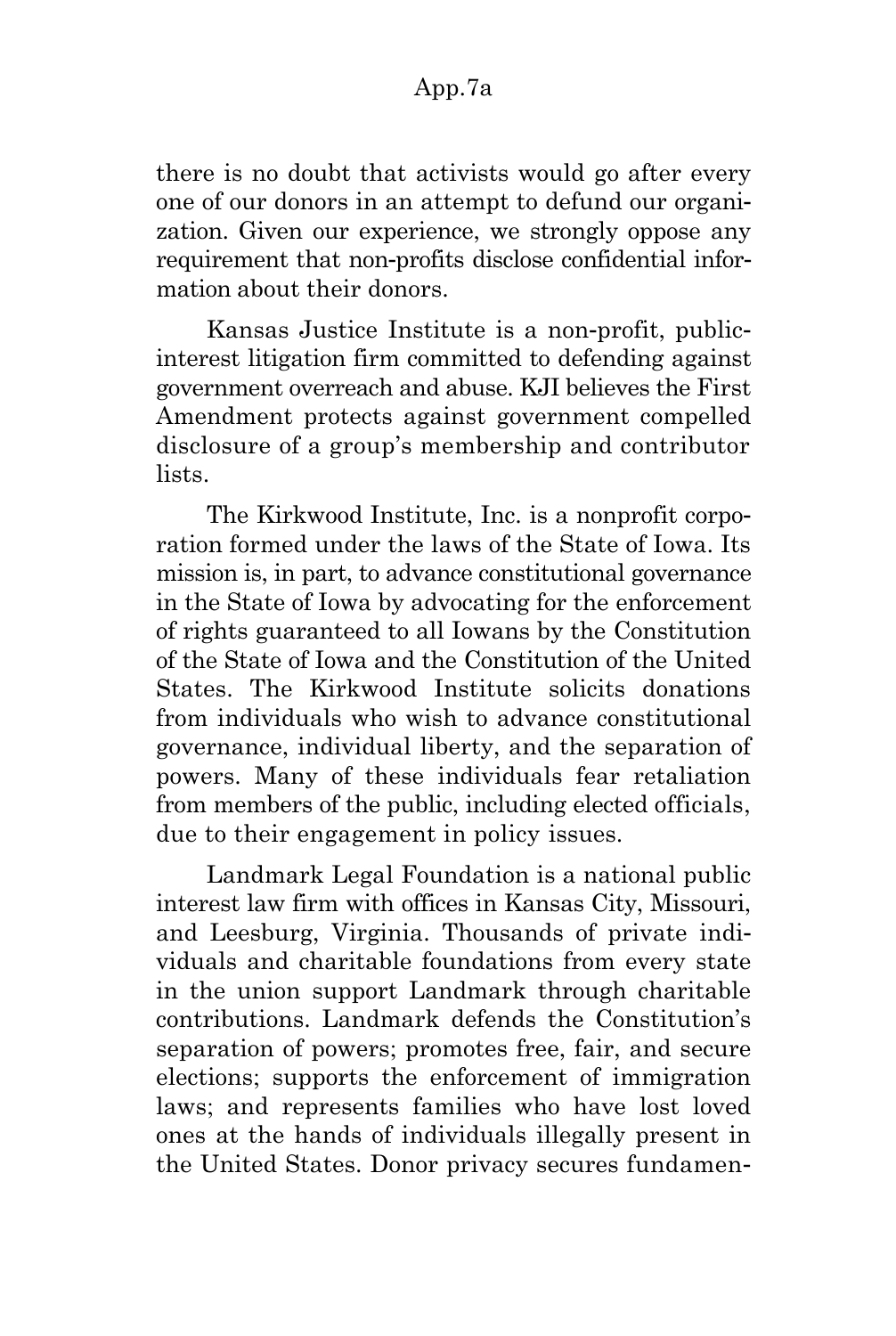there is no doubt that activists would go after every one of our donors in an attempt to defund our organization. Given our experience, we strongly oppose any requirement that non-profits disclose confidential information about their donors.

Kansas Justice Institute is a non-profit, public-interest litigation firm committed to defending against government overreach and abuse. KJI believes the First Amendment protects against government compelled disclosure of a group's membership and contributor lists.

The Kirkwood Institute, Inc. is a nonprofit corporation formed under the laws of the State of Iowa. Its mission is, in part, to advance constitutional governance in the State of Iowa by advocating for the enforcement of rights guaranteed to all Iowans by the Constitution of the State of Iowa and the Constitution of the United States. The Kirkwood Institute solicits donations from individuals who wish to advance constitutional governance, individual liberty, and the separation of powers. Many of these individuals fear retaliation from members of the public, including elected officials, due to their engagement in policy issues.

Landmark Legal Foundation is a national public interest law firm with offices in Kansas City, Missouri, and Leesburg, Virginia. Thousands of private individuals and charitable foundations from every state in the union support Landmark through charitable contributions. Landmark defends the Constitution's separation of powers; promotes free, fair, and secure elections; supports the enforcement of immigration laws; and represents families who have lost loved ones at the hands of individuals illegally present in the United States. Donor privacy secures fundamen-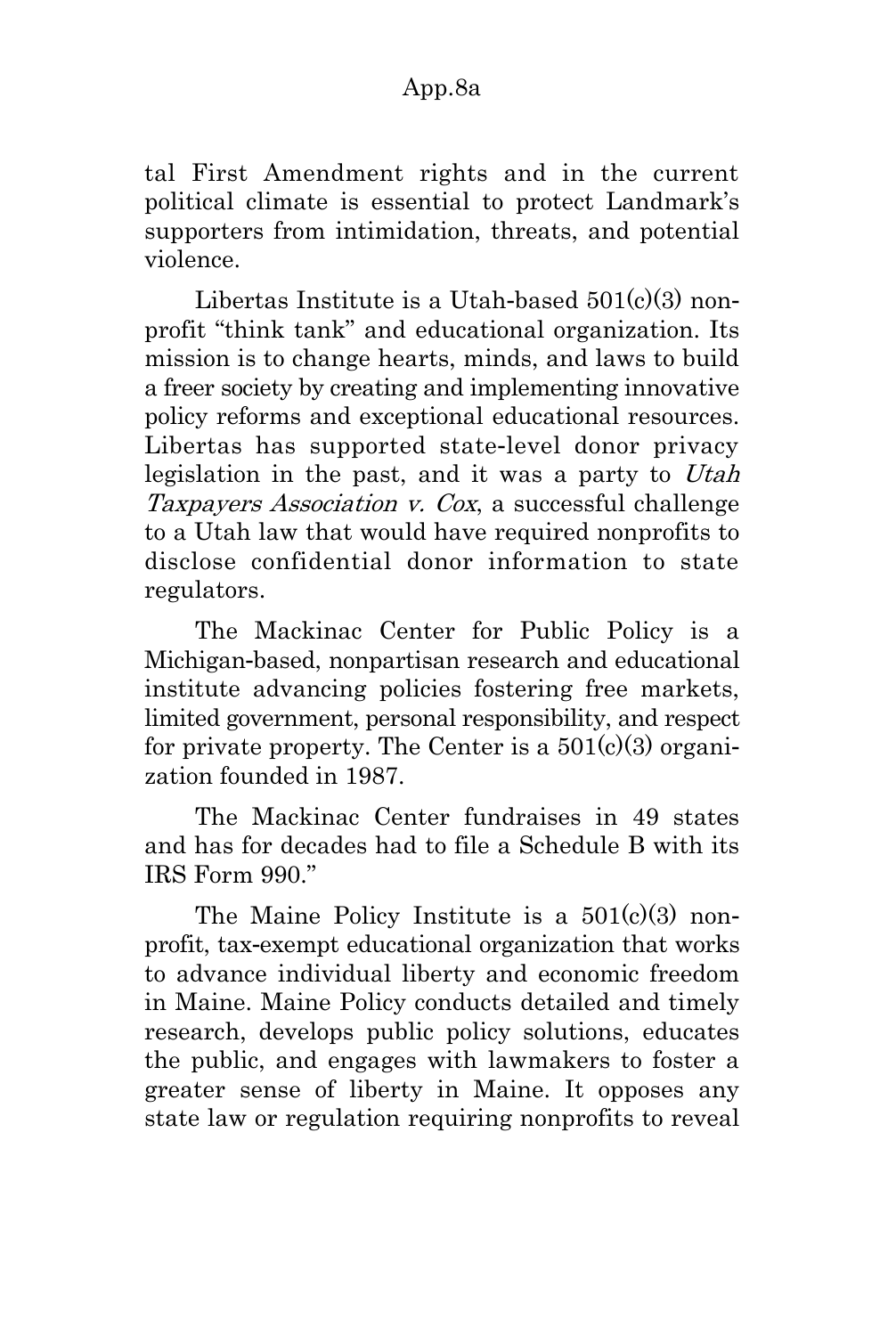tal First Amendment rights and in the current political climate is essential to protect Landmark's supporters from intimidation, threats, and potential violence.

Libertas Institute is a Utah-based 501(c)(3) non-profit "think tank" and educational organization. Its mission is to change hearts, minds, and laws to build a freer society by creating and implementing innovative policy reforms and exceptional educational resources. Libertas has supported state-level donor privacy legislation in the past, and it was a party to *Utah Taxpayers Association v. Cox*, a successful challenge to a Utah law that would have required nonprofits to disclose confidential donor information to state regulators.

The Mackinac Center for Public Policy is a Michigan-based, nonpartisan research and educational institute advancing policies fostering free markets, limited government, personal responsibility, and respect for private property. The Center is a 501(c)(3) organization founded in 1987.

The Mackinac Center fundraises in 49 states and has for decades had to file a Schedule B with its IRS Form 990."

The Maine Policy Institute is a 501(c)(3) non-profit, tax-exempt educational organization that works to advance individual liberty and economic freedom in Maine. Maine Policy conducts detailed and timely research, develops public policy solutions, educates the public, and engages with lawmakers to foster a greater sense of liberty in Maine. It opposes any state law or regulation requiring nonprofits to reveal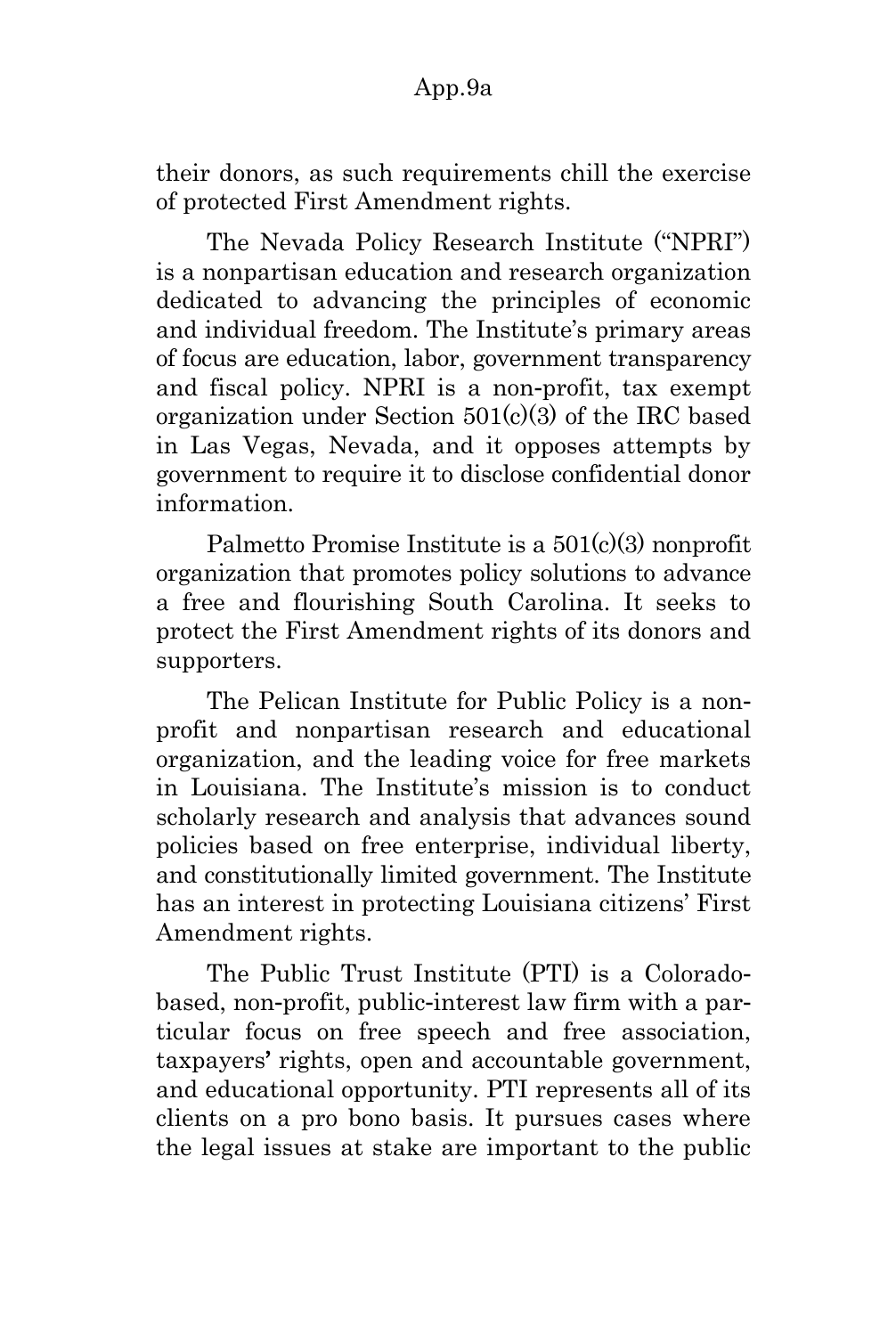their donors, as such requirements chill the exercise of protected First Amendment rights.

The Nevada Policy Research Institute ("NPRI") is a nonpartisan education and research organization dedicated to advancing the principles of economic and individual freedom. The Institute's primary areas of focus are education, labor, government transparency and fiscal policy. NPRI is a non-profit, tax exempt organization under Section 501(c)(3) of the IRC based in Las Vegas, Nevada, and it opposes attempts by government to require it to disclose confidential donor information.

Palmetto Promise Institute is a 501(c)(3) nonprofit organization that promotes policy solutions to advance a free and flourishing South Carolina. It seeks to protect the First Amendment rights of its donors and supporters.

The Pelican Institute for Public Policy is a non-profit and nonpartisan research and educational organization, and the leading voice for free markets in Louisiana. The Institute's mission is to conduct scholarly research and analysis that advances sound policies based on free enterprise, individual liberty, and constitutionally limited government. The Institute has an interest in protecting Louisiana citizens' First Amendment rights.

The Public Trust Institute (PTI) is a Colorado-based, non-profit, public-interest law firm with a particular focus on free speech and free association, taxpayers' rights, open and accountable government, and educational opportunity. PTI represents all of its clients on a pro bono basis. It pursues cases where the legal issues at stake are important to the public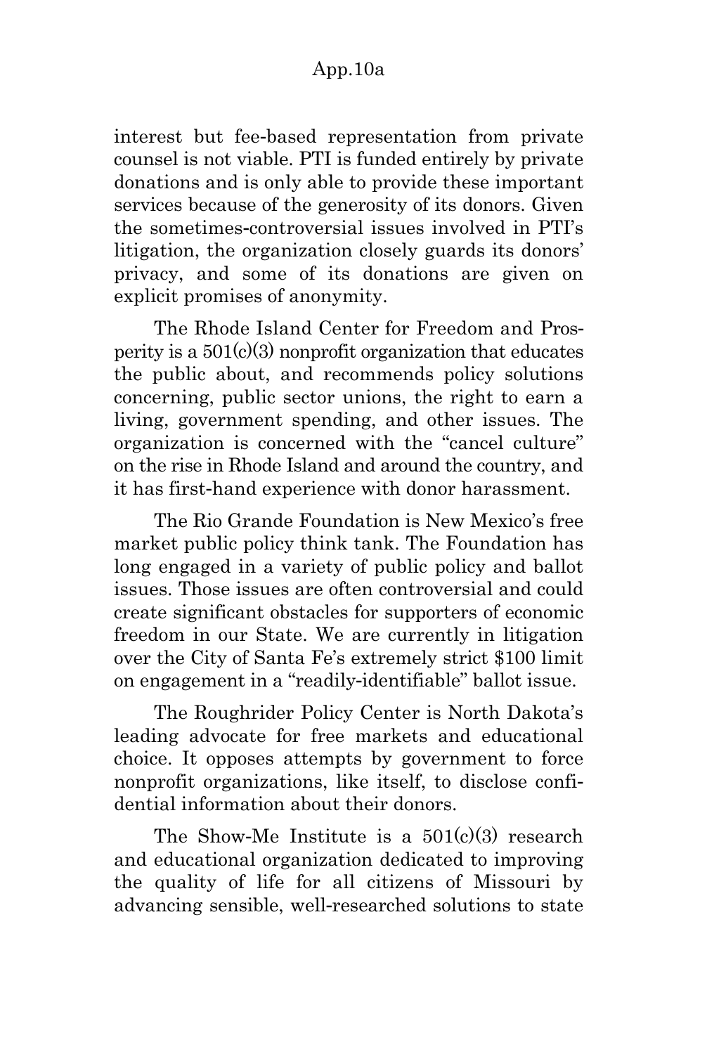interest but fee-based representation from private counsel is not viable. PTI is funded entirely by private donations and is only able to provide these important services because of the generosity of its donors. Given the sometimes-controversial issues involved in PTI's litigation, the organization closely guards its donors' privacy, and some of its donations are given on explicit promises of anonymity.

The Rhode Island Center for Freedom and Prosperity is a 501(c)(3) nonprofit organization that educates the public about, and recommends policy solutions concerning, public sector unions, the right to earn a living, government spending, and other issues. The organization is concerned with the "cancel culture" on the rise in Rhode Island and around the country, and it has first-hand experience with donor harassment.

The Rio Grande Foundation is New Mexico's free market public policy think tank. The Foundation has long engaged in a variety of public policy and ballot issues. Those issues are often controversial and could create significant obstacles for supporters of economic freedom in our State. We are currently in litigation over the City of Santa Fe's extremely strict $100 limit on engagement in a "readily-identifiable" ballot issue.

The Roughrider Policy Center is North Dakota's leading advocate for free markets and educational choice. It opposes attempts by government to force nonprofit organizations, like itself, to disclose confidential information about their donors.

The Show-Me Institute is a 501(c)(3) research and educational organization dedicated to improving the quality of life for all citizens of Missouri by advancing sensible, well-researched solutions to state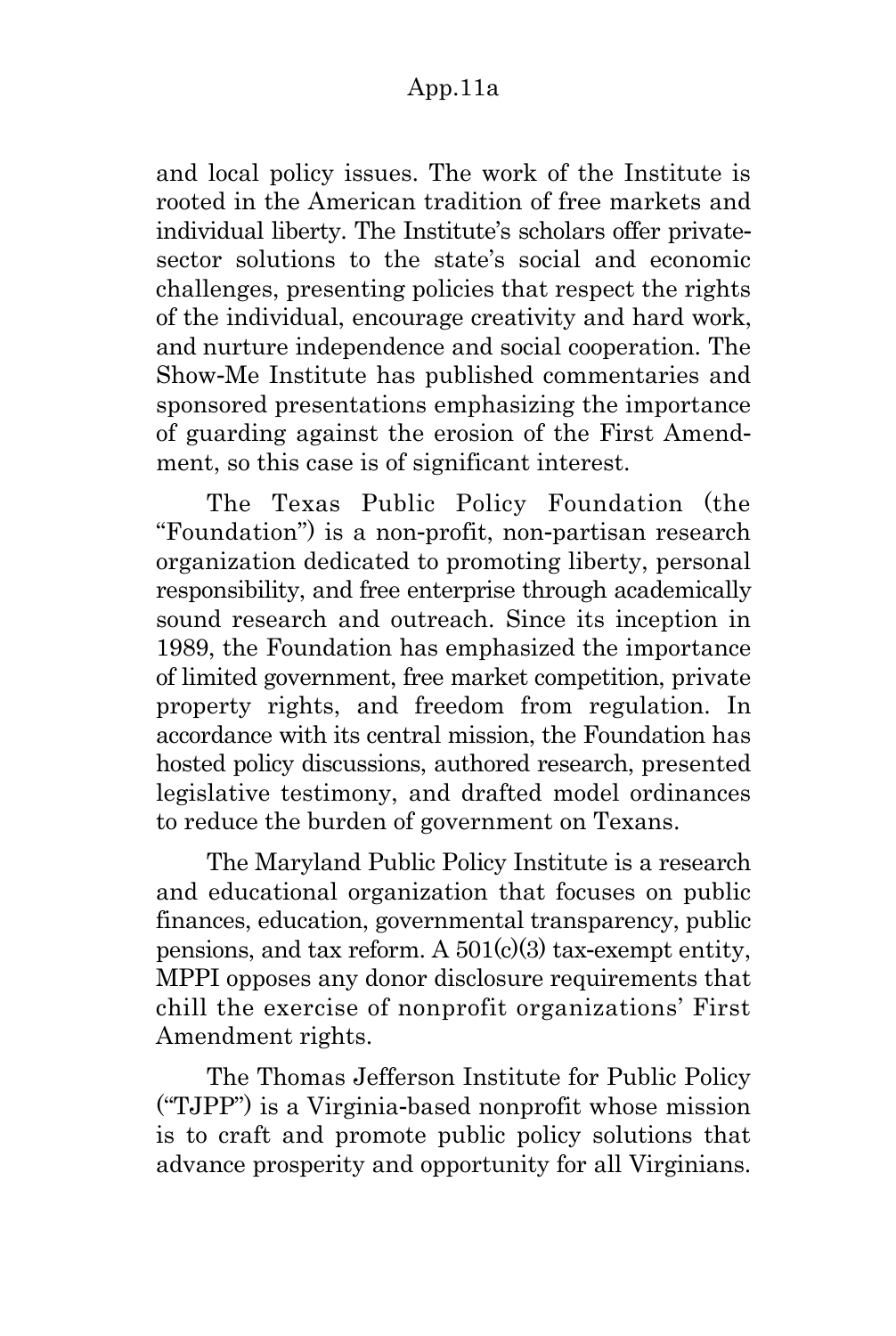and local policy issues. The work of the Institute is rooted in the American tradition of free markets and individual liberty. The Institute's scholars offer private-sector solutions to the state's social and economic challenges, presenting policies that respect the rights of the individual, encourage creativity and hard work, and nurture independence and social cooperation. The Show-Me Institute has published commentaries and sponsored presentations emphasizing the importance of guarding against the erosion of the First Amendment, so this case is of significant interest.

The Texas Public Policy Foundation (the "Foundation") is a non-profit, non-partisan research organization dedicated to promoting liberty, personal responsibility, and free enterprise through academically sound research and outreach. Since its inception in 1989, the Foundation has emphasized the importance of limited government, free market competition, private property rights, and freedom from regulation. In accordance with its central mission, the Foundation has hosted policy discussions, authored research, presented legislative testimony, and drafted model ordinances to reduce the burden of government on Texans.

The Maryland Public Policy Institute is a research and educational organization that focuses on public finances, education, governmental transparency, public pensions, and tax reform. A 501(c)(3) tax-exempt entity, MPPI opposes any donor disclosure requirements that chill the exercise of nonprofit organizations' First Amendment rights.

The Thomas Jefferson Institute for Public Policy ("TJPP") is a Virginia-based nonprofit whose mission is to craft and promote public policy solutions that advance prosperity and opportunity for all Virginians.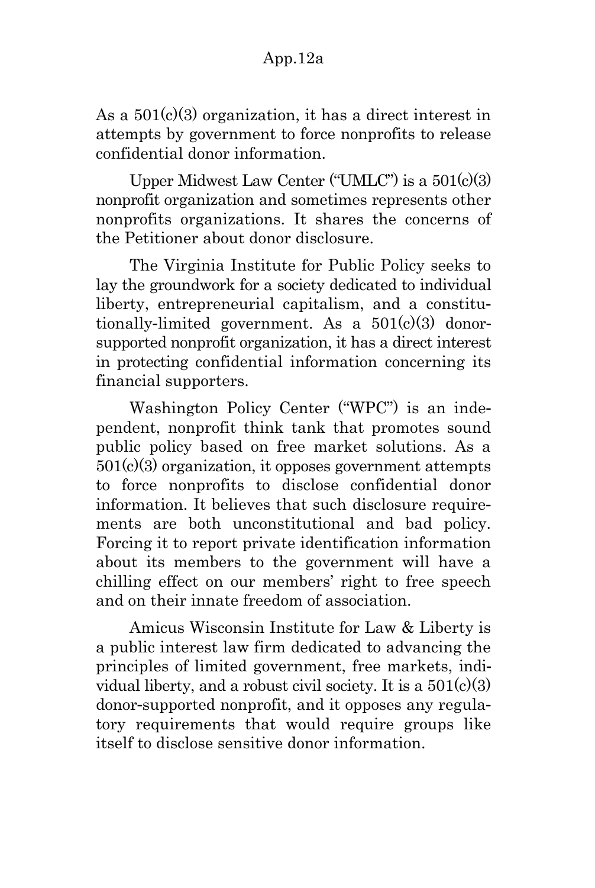As a 501(c)(3) organization, it has a direct interest in attempts by government to force nonprofits to release confidential donor information.

Upper Midwest Law Center ("UMLC") is a 501(c)(3) nonprofit organization and sometimes represents other nonprofits organizations. It shares the concerns of the Petitioner about donor disclosure.

The Virginia Institute for Public Policy seeks to lay the groundwork for a society dedicated to individual liberty, entrepreneurial capitalism, and a constitutionally-limited government. As a 501(c)(3) donor-supported nonprofit organization, it has a direct interest in protecting confidential information concerning its financial supporters.

Washington Policy Center ("WPC") is an independent, nonprofit think tank that promotes sound public policy based on free market solutions. As a 501(c)(3) organization, it opposes government attempts to force nonprofits to disclose confidential donor information. It believes that such disclosure requirements are both unconstitutional and bad policy. Forcing it to report private identification information about its members to the government will have a chilling effect on our members' right to free speech and on their innate freedom of association.

Amicus Wisconsin Institute for Law & Liberty is a public interest law firm dedicated to advancing the principles of limited government, free markets, individual liberty, and a robust civil society. It is a 501(c)(3) donor-supported nonprofit, and it opposes any regulatory requirements that would require groups like itself to disclose sensitive donor information.